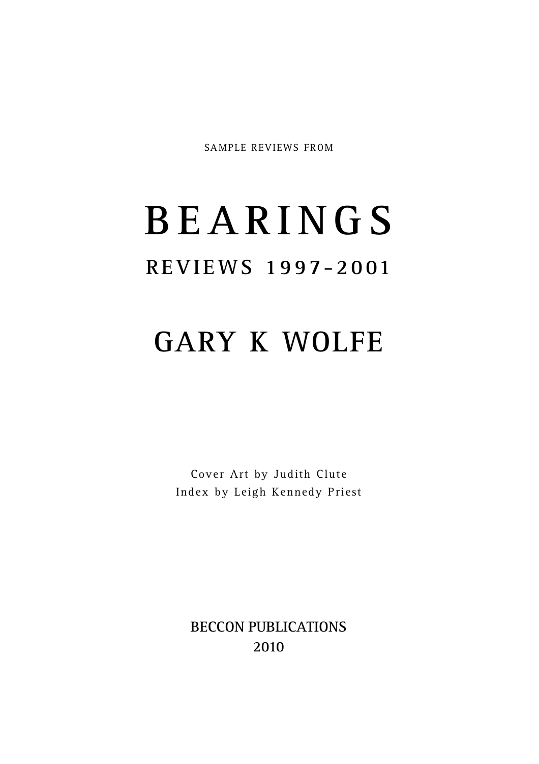SAMPLE REVIEWS FROM

# BEARINGS

## REVIEWS 1997–2001

## GARY K WOLFE

Cover Art by Judith Clute
Index by Leigh Kennedy Priest

**BECCON PUBLICATIONS**
**2010**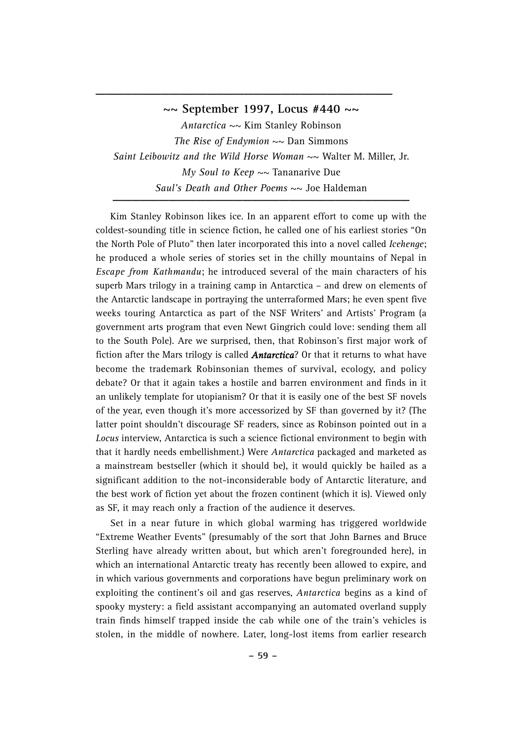## ~~ September 1997, Locus #440 ~~

*Antarctica* ~~ Kim Stanley Robinson
*The Rise of Endymion* ~~ Dan Simmons
*Saint Leibowitz and the Wild Horse Woman* ~~ Walter M. Miller, Jr.
*My Soul to Keep* ~~ Tananarive Due
*Saul's Death and Other Poems* ~~ Joe Haldeman

Kim Stanley Robinson likes ice. In an apparent effort to come up with the coldest-sounding title in science fiction, he called one of his earliest stories "On the North Pole of Pluto" then later incorporated this into a novel called *Icehenge*; he produced a whole series of stories set in the chilly mountains of Nepal in *Escape from Kathmandu*; he introduced several of the main characters of his superb Mars trilogy in a training camp in Antarctica – and drew on elements of the Antarctic landscape in portraying the unterraformed Mars; he even spent five weeks touring Antarctica as part of the NSF Writers' and Artists' Program (a government arts program that even Newt Gingrich could love: sending them all to the South Pole). Are we surprised, then, that Robinson's first major work of fiction after the Mars trilogy is called ***Antarctica***? Or that it returns to what have become the trademark Robinsonian themes of survival, ecology, and policy debate? Or that it again takes a hostile and barren environment and finds in it an unlikely template for utopianism? Or that it is easily one of the best SF novels of the year, even though it's more accessorized by SF than governed by it? (The latter point shouldn't discourage SF readers, since as Robinson pointed out in a *Locus* interview, Antarctica is such a science fictional environment to begin with that it hardly needs embellishment.) Were *Antarctica* packaged and marketed as a mainstream bestseller (which it should be), it would quickly be hailed as a significant addition to the not-inconsiderable body of Antarctic literature, and the best work of fiction yet about the frozen continent (which it is). Viewed only as SF, it may reach only a fraction of the audience it deserves.

Set in a near future in which global warming has triggered worldwide "Extreme Weather Events" (presumably of the sort that John Barnes and Bruce Sterling have already written about, but which aren't foregrounded here), in which an international Antarctic treaty has recently been allowed to expire, and in which various governments and corporations have begun preliminary work on exploiting the continent's oil and gas reserves, *Antarctica* begins as a kind of spooky mystery: a field assistant accompanying an automated overland supply train finds himself trapped inside the cab while one of the train's vehicles is stolen, in the middle of nowhere. Later, long-lost items from earlier research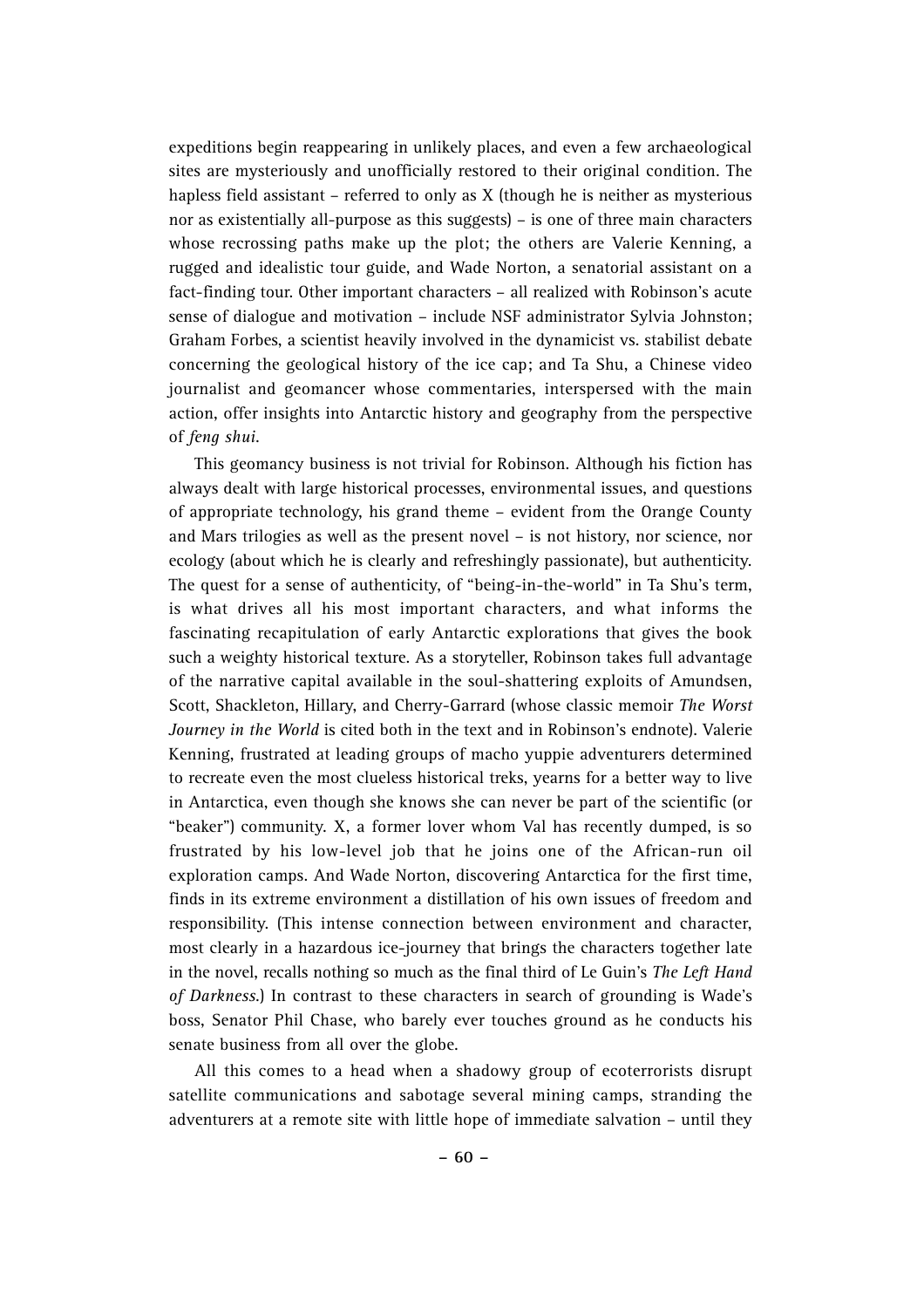expeditions begin reappearing in unlikely places, and even a few archaeological sites are mysteriously and unofficially restored to their original condition. The hapless field assistant – referred to only as X (though he is neither as mysterious nor as existentially all-purpose as this suggests) – is one of three main characters whose recrossing paths make up the plot; the others are Valerie Kenning, a rugged and idealistic tour guide, and Wade Norton, a senatorial assistant on a fact-finding tour. Other important characters – all realized with Robinson's acute sense of dialogue and motivation – include NSF administrator Sylvia Johnston; Graham Forbes, a scientist heavily involved in the dynamicist vs. stabilist debate concerning the geological history of the ice cap; and Ta Shu, a Chinese video journalist and geomancer whose commentaries, interspersed with the main action, offer insights into Antarctic history and geography from the perspective of *feng shui*.

This geomancy business is not trivial for Robinson. Although his fiction has always dealt with large historical processes, environmental issues, and questions of appropriate technology, his grand theme – evident from the Orange County and Mars trilogies as well as the present novel – is not history, nor science, nor ecology (about which he is clearly and refreshingly passionate), but authenticity. The quest for a sense of authenticity, of "being-in-the-world" in Ta Shu's term, is what drives all his most important characters, and what informs the fascinating recapitulation of early Antarctic explorations that gives the book such a weighty historical texture. As a storyteller, Robinson takes full advantage of the narrative capital available in the soul-shattering exploits of Amundsen, Scott, Shackleton, Hillary, and Cherry-Garrard (whose classic memoir *The Worst Journey in the World* is cited both in the text and in Robinson's endnote). Valerie Kenning, frustrated at leading groups of macho yuppie adventurers determined to recreate even the most clueless historical treks, yearns for a better way to live in Antarctica, even though she knows she can never be part of the scientific (or "beaker") community. X, a former lover whom Val has recently dumped, is so frustrated by his low-level job that he joins one of the African-run oil exploration camps. And Wade Norton, discovering Antarctica for the first time, finds in its extreme environment a distillation of his own issues of freedom and responsibility. (This intense connection between environment and character, most clearly in a hazardous ice-journey that brings the characters together late in the novel, recalls nothing so much as the final third of Le Guin's *The Left Hand of Darkness*.) In contrast to these characters in search of grounding is Wade's boss, Senator Phil Chase, who barely ever touches ground as he conducts his senate business from all over the globe.

All this comes to a head when a shadowy group of ecoterrorists disrupt satellite communications and sabotage several mining camps, stranding the adventurers at a remote site with little hope of immediate salvation – until they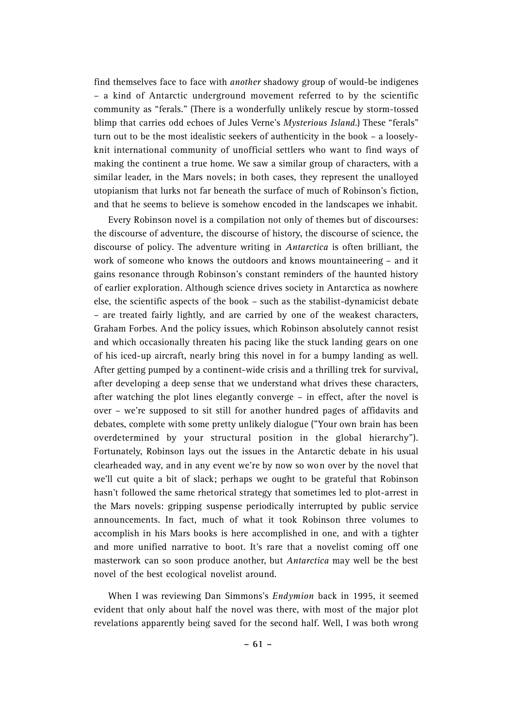find themselves face to face with *another* shadowy group of would-be indigenes – a kind of Antarctic underground movement referred to by the scientific community as "ferals." (There is a wonderfully unlikely rescue by storm-tossed blimp that carries odd echoes of Jules Verne's *Mysterious Island*.) These "ferals" turn out to be the most idealistic seekers of authenticity in the book – a loosely-knit international community of unofficial settlers who want to find ways of making the continent a true home. We saw a similar group of characters, with a similar leader, in the Mars novels; in both cases, they represent the unalloyed utopianism that lurks not far beneath the surface of much of Robinson's fiction, and that he seems to believe is somehow encoded in the landscapes we inhabit.

Every Robinson novel is a compilation not only of themes but of discourses: the discourse of adventure, the discourse of history, the discourse of science, the discourse of policy. The adventure writing in *Antarctica* is often brilliant, the work of someone who knows the outdoors and knows mountaineering – and it gains resonance through Robinson's constant reminders of the haunted history of earlier exploration. Although science drives society in Antarctica as nowhere else, the scientific aspects of the book – such as the stabilist-dynamicist debate – are treated fairly lightly, and are carried by one of the weakest characters, Graham Forbes. And the policy issues, which Robinson absolutely cannot resist and which occasionally threaten his pacing like the stuck landing gears on one of his iced-up aircraft, nearly bring this novel in for a bumpy landing as well. After getting pumped by a continent-wide crisis and a thrilling trek for survival, after developing a deep sense that we understand what drives these characters, after watching the plot lines elegantly converge – in effect, after the novel is over – we're supposed to sit still for another hundred pages of affidavits and debates, complete with some pretty unlikely dialogue ("Your own brain has been overdetermined by your structural position in the global hierarchy"). Fortunately, Robinson lays out the issues in the Antarctic debate in his usual clearheaded way, and in any event we're by now so won over by the novel that we'll cut quite a bit of slack; perhaps we ought to be grateful that Robinson hasn't followed the same rhetorical strategy that sometimes led to plot-arrest in the Mars novels: gripping suspense periodically interrupted by public service announcements. In fact, much of what it took Robinson three volumes to accomplish in his Mars books is here accomplished in one, and with a tighter and more unified narrative to boot. It's rare that a novelist coming off one masterwork can so soon produce another, but *Antarctica* may well be the best novel of the best ecological novelist around.

When I was reviewing Dan Simmons's *Endymion* back in 1995, it seemed evident that only about half the novel was there, with most of the major plot revelations apparently being saved for the second half. Well, I was both wrong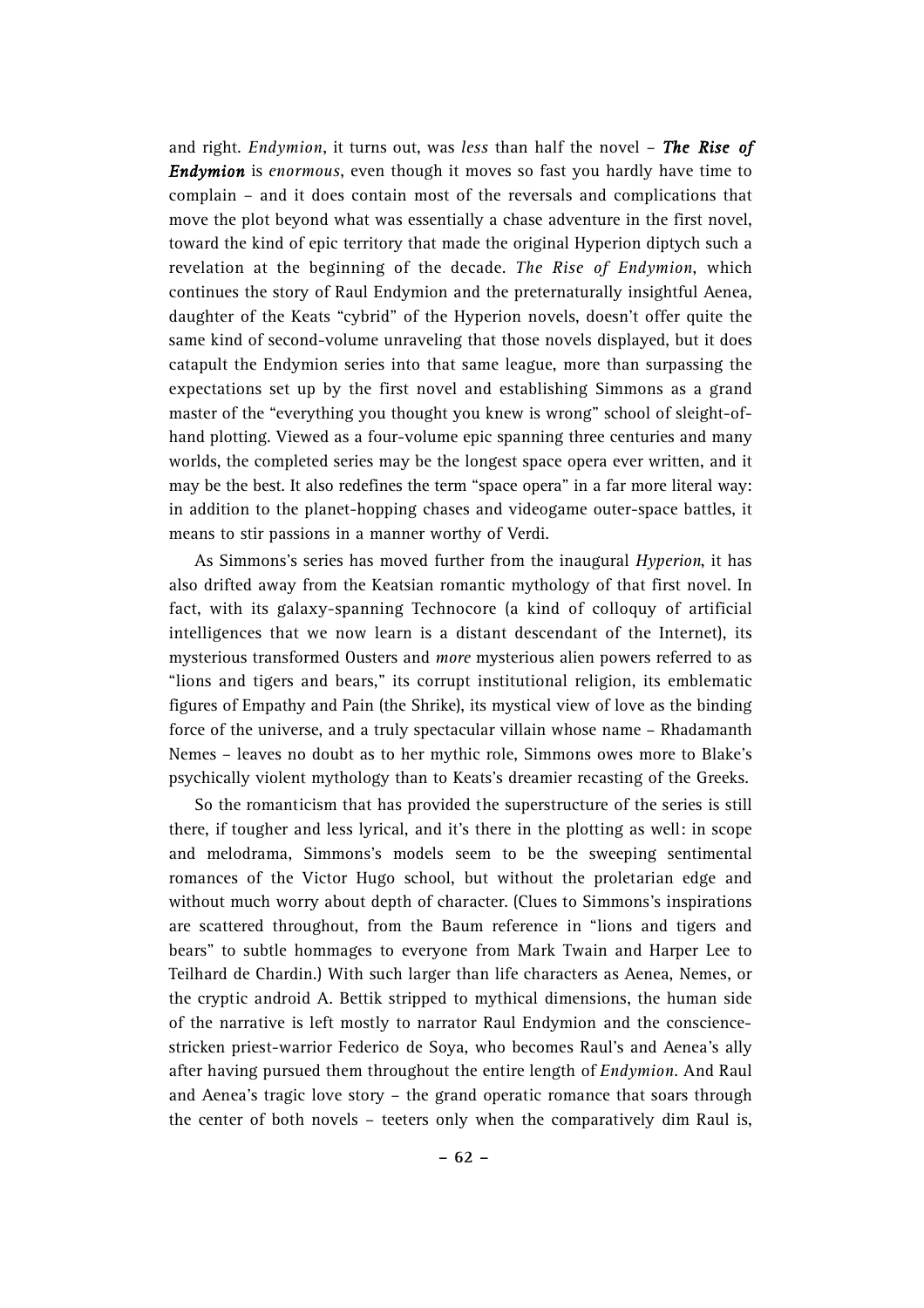and right. *Endymion*, it turns out, was *less* than half the novel – ***The Rise of Endymion*** is *enormous*, even though it moves so fast you hardly have time to complain – and it does contain most of the reversals and complications that move the plot beyond what was essentially a chase adventure in the first novel, toward the kind of epic territory that made the original Hyperion diptych such a revelation at the beginning of the decade. *The Rise of Endymion*, which continues the story of Raul Endymion and the preternaturally insightful Aenea, daughter of the Keats "cybrid" of the Hyperion novels, doesn't offer quite the same kind of second-volume unraveling that those novels displayed, but it does catapult the Endymion series into that same league, more than surpassing the expectations set up by the first novel and establishing Simmons as a grand master of the "everything you thought you knew is wrong" school of sleight-of-hand plotting. Viewed as a four-volume epic spanning three centuries and many worlds, the completed series may be the longest space opera ever written, and it may be the best. It also redefines the term "space opera" in a far more literal way: in addition to the planet-hopping chases and videogame outer-space battles, it means to stir passions in a manner worthy of Verdi.

As Simmons's series has moved further from the inaugural *Hyperion*, it has also drifted away from the Keatsian romantic mythology of that first novel. In fact, with its galaxy-spanning Technocore (a kind of colloquy of artificial intelligences that we now learn is a distant descendant of the Internet), its mysterious transformed Ousters and *more* mysterious alien powers referred to as "lions and tigers and bears," its corrupt institutional religion, its emblematic figures of Empathy and Pain (the Shrike), its mystical view of love as the binding force of the universe, and a truly spectacular villain whose name – Rhadamanth Nemes – leaves no doubt as to her mythic role, Simmons owes more to Blake's psychically violent mythology than to Keats's dreamier recasting of the Greeks.

So the romanticism that has provided the superstructure of the series is still there, if tougher and less lyrical, and it's there in the plotting as well: in scope and melodrama, Simmons's models seem to be the sweeping sentimental romances of the Victor Hugo school, but without the proletarian edge and without much worry about depth of character. (Clues to Simmons's inspirations are scattered throughout, from the Baum reference in "lions and tigers and bears" to subtle hommages to everyone from Mark Twain and Harper Lee to Teilhard de Chardin.) With such larger than life characters as Aenea, Nemes, or the cryptic android A. Bettik stripped to mythical dimensions, the human side of the narrative is left mostly to narrator Raul Endymion and the conscience-stricken priest-warrior Federico de Soya, who becomes Raul's and Aenea's ally after having pursued them throughout the entire length of *Endymion*. And Raul and Aenea's tragic love story – the grand operatic romance that soars through the center of both novels – teeters only when the comparatively dim Raul is,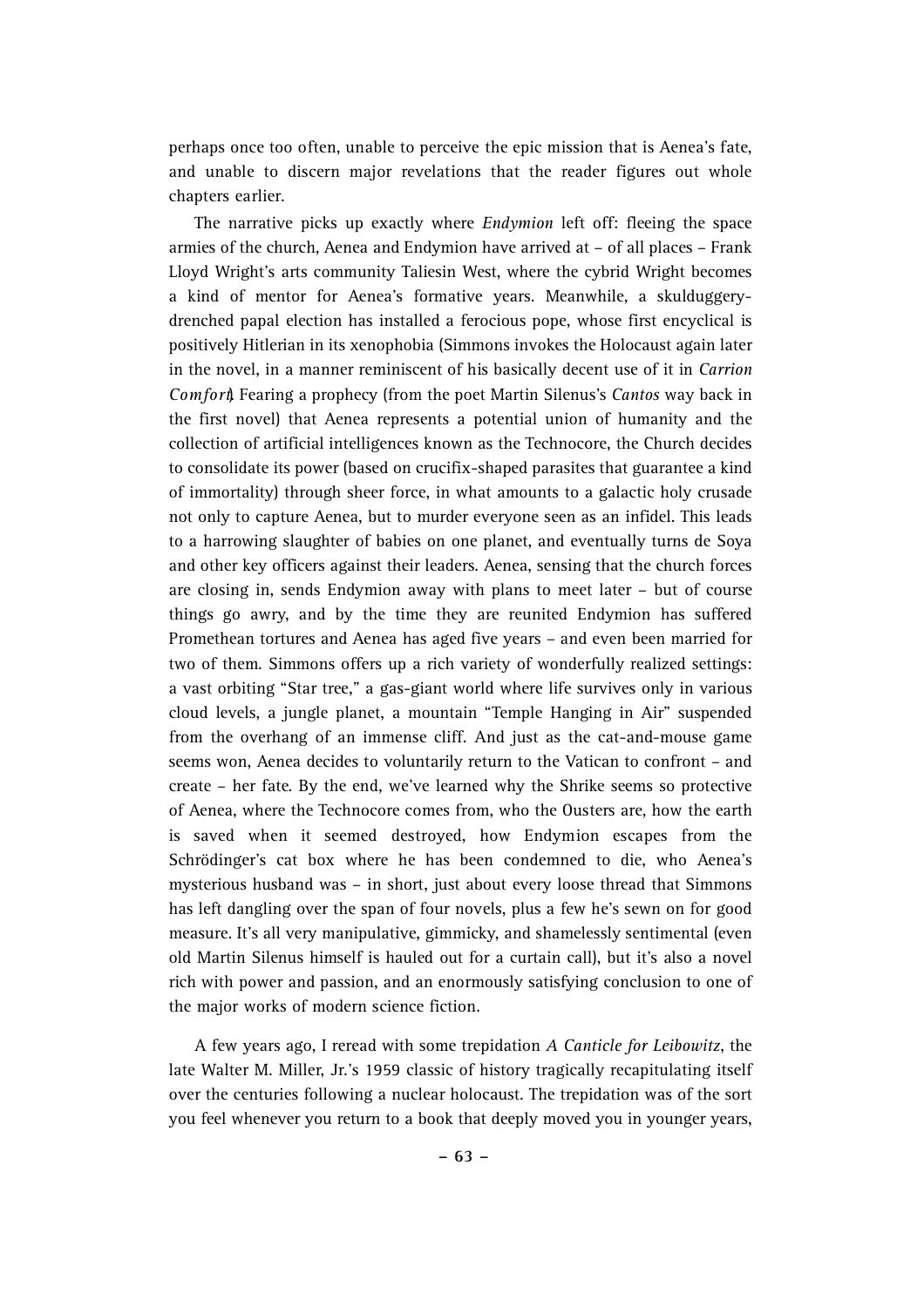perhaps once too often, unable to perceive the epic mission that is Aenea's fate, and unable to discern major revelations that the reader figures out whole chapters earlier.

The narrative picks up exactly where *Endymion* left off: fleeing the space armies of the church, Aenea and Endymion have arrived at – of all places – Frank Lloyd Wright's arts community Taliesin West, where the cybrid Wright becomes a kind of mentor for Aenea's formative years. Meanwhile, a skulduggery-drenched papal election has installed a ferocious pope, whose first encyclical is positively Hitlerian in its xenophobia (Simmons invokes the Holocaust again later in the novel, in a manner reminiscent of his basically decent use of it in *Carrion Comfort*). Fearing a prophecy (from the poet Martin Silenus's *Cantos* way back in the first novel) that Aenea represents a potential union of humanity and the collection of artificial intelligences known as the Technocore, the Church decides to consolidate its power (based on crucifix-shaped parasites that guarantee a kind of immortality) through sheer force, in what amounts to a galactic holy crusade not only to capture Aenea, but to murder everyone seen as an infidel. This leads to a harrowing slaughter of babies on one planet, and eventually turns de Soya and other key officers against their leaders. Aenea, sensing that the church forces are closing in, sends Endymion away with plans to meet later – but of course things go awry, and by the time they are reunited Endymion has suffered Promethean tortures and Aenea has aged five years – and even been married for two of them. Simmons offers up a rich variety of wonderfully realized settings: a vast orbiting "Star tree," a gas-giant world where life survives only in various cloud levels, a jungle planet, a mountain "Temple Hanging in Air" suspended from the overhang of an immense cliff. And just as the cat-and-mouse game seems won, Aenea decides to voluntarily return to the Vatican to confront – and create – her fate. By the end, we've learned why the Shrike seems so protective of Aenea, where the Technocore comes from, who the Ousters are, how the earth is saved when it seemed destroyed, how Endymion escapes from the Schrödinger's cat box where he has been condemned to die, who Aenea's mysterious husband was – in short, just about every loose thread that Simmons has left dangling over the span of four novels, plus a few he's sewn on for good measure. It's all very manipulative, gimmicky, and shamelessly sentimental (even old Martin Silenus himself is hauled out for a curtain call), but it's also a novel rich with power and passion, and an enormously satisfying conclusion to one of the major works of modern science fiction.

A few years ago, I reread with some trepidation *A Canticle for Leibowitz*, the late Walter M. Miller, Jr.'s 1959 classic of history tragically recapitulating itself over the centuries following a nuclear holocaust. The trepidation was of the sort you feel whenever you return to a book that deeply moved you in younger years,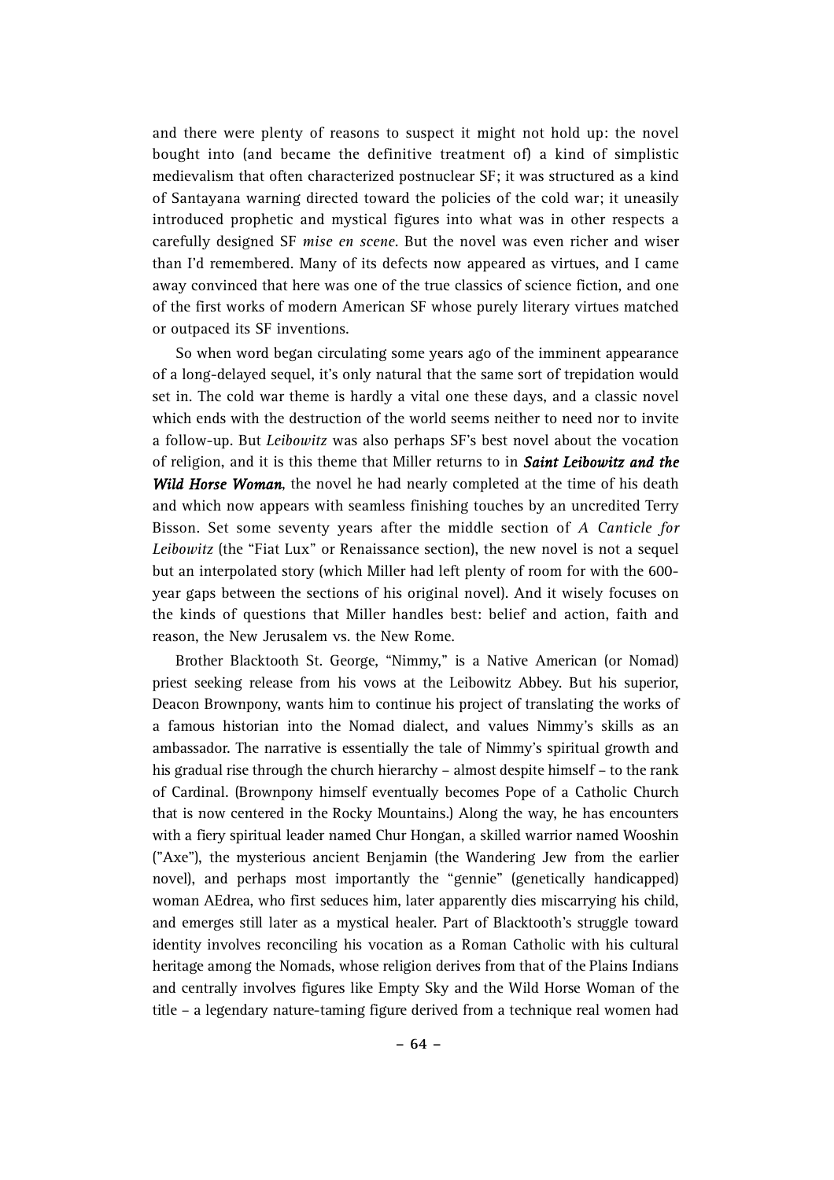and there were plenty of reasons to suspect it might not hold up: the novel bought into (and became the definitive treatment of) a kind of simplistic medievalism that often characterized postnuclear SF; it was structured as a kind of Santayana warning directed toward the policies of the cold war; it uneasily introduced prophetic and mystical figures into what was in other respects a carefully designed SF *mise en scene*. But the novel was even richer and wiser than I'd remembered. Many of its defects now appeared as virtues, and I came away convinced that here was one of the true classics of science fiction, and one of the first works of modern American SF whose purely literary virtues matched or outpaced its SF inventions.

So when word began circulating some years ago of the imminent appearance of a long-delayed sequel, it's only natural that the same sort of trepidation would set in. The cold war theme is hardly a vital one these days, and a classic novel which ends with the destruction of the world seems neither to need nor to invite a follow-up. But *Leibowitz* was also perhaps SF's best novel about the vocation of religion, and it is this theme that Miller returns to in ***Saint Leibowitz and the Wild Horse Woman***, the novel he had nearly completed at the time of his death and which now appears with seamless finishing touches by an uncredited Terry Bisson. Set some seventy years after the middle section of *A Canticle for Leibowitz* (the "Fiat Lux" or Renaissance section), the new novel is not a sequel but an interpolated story (which Miller had left plenty of room for with the 600-year gaps between the sections of his original novel). And it wisely focuses on the kinds of questions that Miller handles best: belief and action, faith and reason, the New Jerusalem vs. the New Rome.

Brother Blacktooth St. George, "Nimmy," is a Native American (or Nomad) priest seeking release from his vows at the Leibowitz Abbey. But his superior, Deacon Brownpony, wants him to continue his project of translating the works of a famous historian into the Nomad dialect, and values Nimmy's skills as an ambassador. The narrative is essentially the tale of Nimmy's spiritual growth and his gradual rise through the church hierarchy – almost despite himself – to the rank of Cardinal. (Brownpony himself eventually becomes Pope of a Catholic Church that is now centered in the Rocky Mountains.) Along the way, he has encounters with a fiery spiritual leader named Chur Hongan, a skilled warrior named Wooshin ("Axe"), the mysterious ancient Benjamin (the Wandering Jew from the earlier novel), and perhaps most importantly the "gennie" (genetically handicapped) woman AEdrea, who first seduces him, later apparently dies miscarrying his child, and emerges still later as a mystical healer. Part of Blacktooth's struggle toward identity involves reconciling his vocation as a Roman Catholic with his cultural heritage among the Nomads, whose religion derives from that of the Plains Indians and centrally involves figures like Empty Sky and the Wild Horse Woman of the title – a legendary nature-taming figure derived from a technique real women had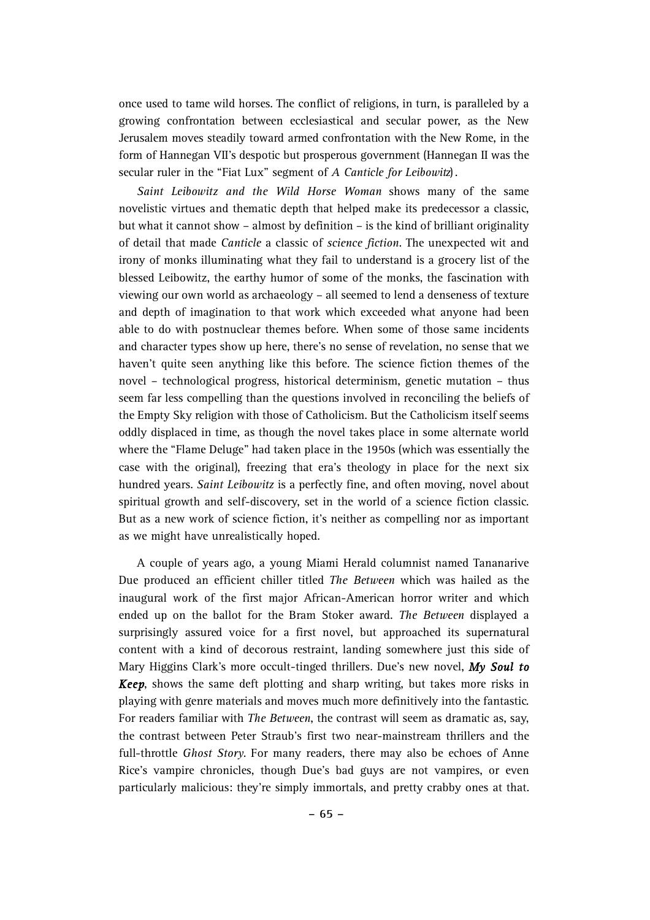once used to tame wild horses. The conflict of religions, in turn, is paralleled by a growing confrontation between ecclesiastical and secular power, as the New Jerusalem moves steadily toward armed confrontation with the New Rome, in the form of Hannegan VII's despotic but prosperous government (Hannegan II was the secular ruler in the "Fiat Lux" segment of *A Canticle for Leibowitz*).

*Saint Leibowitz and the Wild Horse Woman* shows many of the same novelistic virtues and thematic depth that helped make its predecessor a classic, but what it cannot show – almost by definition – is the kind of brilliant originality of detail that made *Canticle* a classic of *science fiction*. The unexpected wit and irony of monks illuminating what they fail to understand is a grocery list of the blessed Leibowitz, the earthy humor of some of the monks, the fascination with viewing our own world as archaeology – all seemed to lend a denseness of texture and depth of imagination to that work which exceeded what anyone had been able to do with postnuclear themes before. When some of those same incidents and character types show up here, there's no sense of revelation, no sense that we haven't quite seen anything like this before. The science fiction themes of the novel – technological progress, historical determinism, genetic mutation – thus seem far less compelling than the questions involved in reconciling the beliefs of the Empty Sky religion with those of Catholicism. But the Catholicism itself seems oddly displaced in time, as though the novel takes place in some alternate world where the "Flame Deluge" had taken place in the 1950s (which was essentially the case with the original), freezing that era's theology in place for the next six hundred years. *Saint Leibowitz* is a perfectly fine, and often moving, novel about spiritual growth and self-discovery, set in the world of a science fiction classic. But as a new work of science fiction, it's neither as compelling nor as important as we might have unrealistically hoped.

A couple of years ago, a young Miami Herald columnist named Tananarive Due produced an efficient chiller titled *The Between* which was hailed as the inaugural work of the first major African-American horror writer and which ended up on the ballot for the Bram Stoker award. *The Between* displayed a surprisingly assured voice for a first novel, but approached its supernatural content with a kind of decorous restraint, landing somewhere just this side of Mary Higgins Clark's more occult-tinged thrillers. Due's new novel, ***My Soul to Keep***, shows the same deft plotting and sharp writing, but takes more risks in playing with genre materials and moves much more definitively into the fantastic. For readers familiar with *The Between*, the contrast will seem as dramatic as, say, the contrast between Peter Straub's first two near-mainstream thrillers and the full-throttle *Ghost Story*. For many readers, there may also be echoes of Anne Rice's vampire chronicles, though Due's bad guys are not vampires, or even particularly malicious: they're simply immortals, and pretty crabby ones at that.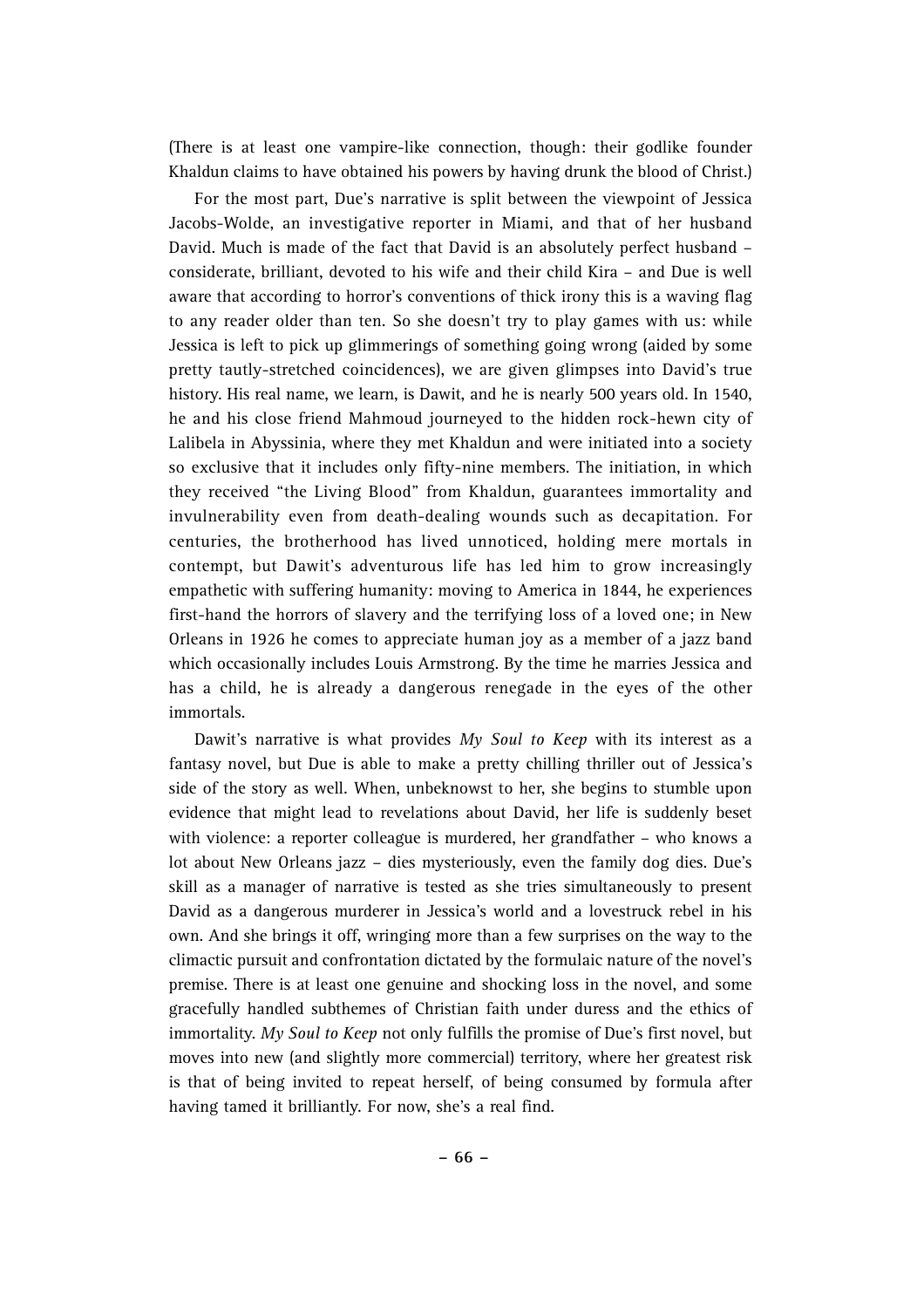(There is at least one vampire-like connection, though: their godlike founder Khaldun claims to have obtained his powers by having drunk the blood of Christ.)

For the most part, Due's narrative is split between the viewpoint of Jessica Jacobs-Wolde, an investigative reporter in Miami, and that of her husband David. Much is made of the fact that David is an absolutely perfect husband – considerate, brilliant, devoted to his wife and their child Kira – and Due is well aware that according to horror's conventions of thick irony this is a waving flag to any reader older than ten. So she doesn't try to play games with us: while Jessica is left to pick up glimmerings of something going wrong (aided by some pretty tautly-stretched coincidences), we are given glimpses into David's true history. His real name, we learn, is Dawit, and he is nearly 500 years old. In 1540, he and his close friend Mahmoud journeyed to the hidden rock-hewn city of Lalibela in Abyssinia, where they met Khaldun and were initiated into a society so exclusive that it includes only fifty-nine members. The initiation, in which they received "the Living Blood" from Khaldun, guarantees immortality and invulnerability even from death-dealing wounds such as decapitation. For centuries, the brotherhood has lived unnoticed, holding mere mortals in contempt, but Dawit's adventurous life has led him to grow increasingly empathetic with suffering humanity: moving to America in 1844, he experiences first-hand the horrors of slavery and the terrifying loss of a loved one; in New Orleans in 1926 he comes to appreciate human joy as a member of a jazz band which occasionally includes Louis Armstrong. By the time he marries Jessica and has a child, he is already a dangerous renegade in the eyes of the other immortals.

Dawit's narrative is what provides *My Soul to Keep* with its interest as a fantasy novel, but Due is able to make a pretty chilling thriller out of Jessica's side of the story as well. When, unbeknowst to her, she begins to stumble upon evidence that might lead to revelations about David, her life is suddenly beset with violence: a reporter colleague is murdered, her grandfather – who knows a lot about New Orleans jazz – dies mysteriously, even the family dog dies. Due's skill as a manager of narrative is tested as she tries simultaneously to present David as a dangerous murderer in Jessica's world and a lovestruck rebel in his own. And she brings it off, wringing more than a few surprises on the way to the climactic pursuit and confrontation dictated by the formulaic nature of the novel's premise. There is at least one genuine and shocking loss in the novel, and some gracefully handled subthemes of Christian faith under duress and the ethics of immortality. *My Soul to Keep* not only fulfills the promise of Due's first novel, but moves into new (and slightly more commercial) territory, where her greatest risk is that of being invited to repeat herself, of being consumed by formula after having tamed it brilliantly. For now, she's a real find.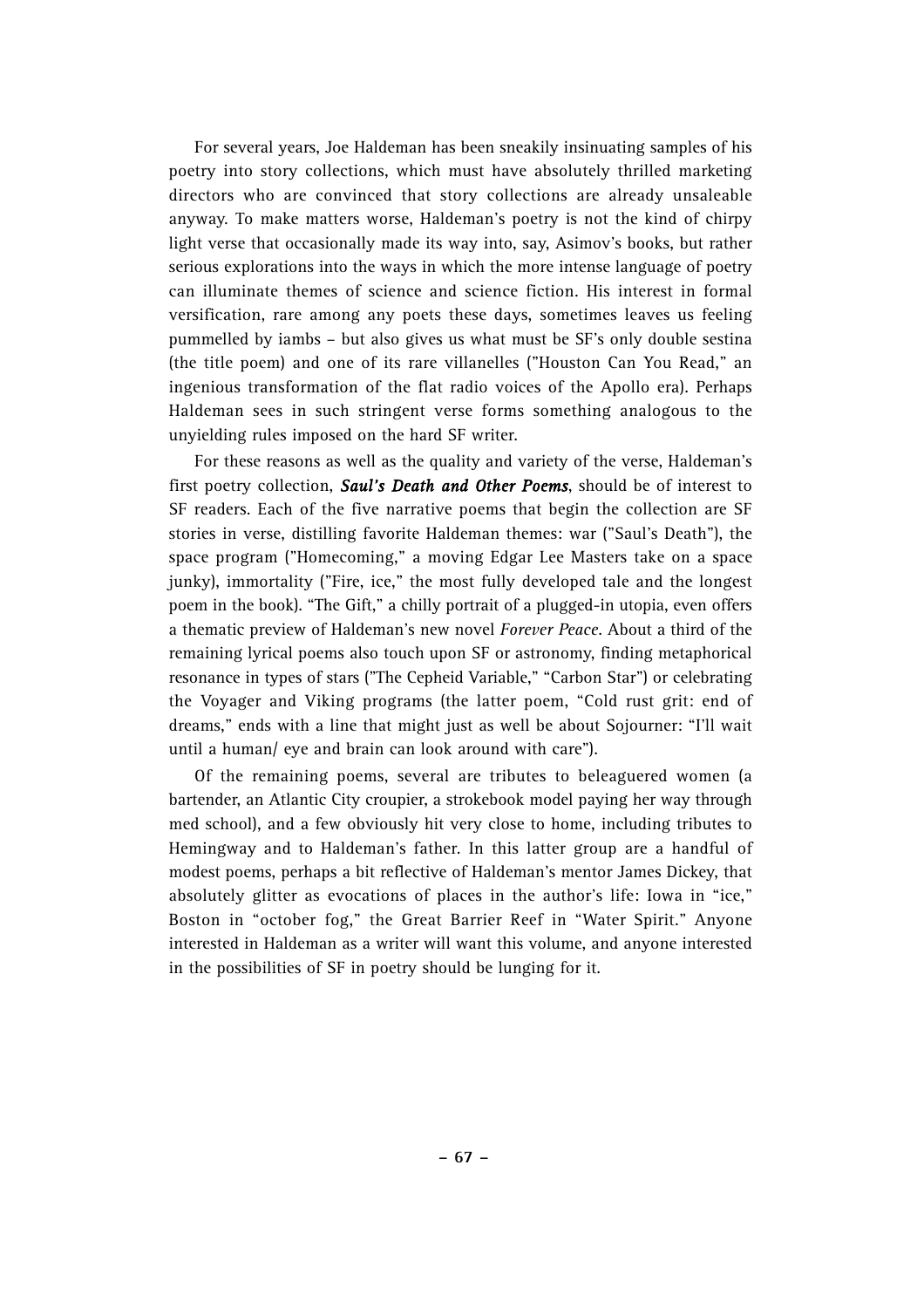For several years, Joe Haldeman has been sneakily insinuating samples of his poetry into story collections, which must have absolutely thrilled marketing directors who are convinced that story collections are already unsaleable anyway. To make matters worse, Haldeman's poetry is not the kind of chirpy light verse that occasionally made its way into, say, Asimov's books, but rather serious explorations into the ways in which the more intense language of poetry can illuminate themes of science and science fiction. His interest in formal versification, rare among any poets these days, sometimes leaves us feeling pummelled by iambs – but also gives us what must be SF's only double sestina (the title poem) and one of its rare villanelles ("Houston Can You Read," an ingenious transformation of the flat radio voices of the Apollo era). Perhaps Haldeman sees in such stringent verse forms something analogous to the unyielding rules imposed on the hard SF writer.

For these reasons as well as the quality and variety of the verse, Haldeman's first poetry collection, ***Saul's Death and Other Poems***, should be of interest to SF readers. Each of the five narrative poems that begin the collection are SF stories in verse, distilling favorite Haldeman themes: war ("Saul's Death"), the space program ("Homecoming," a moving Edgar Lee Masters take on a space junky), immortality ("Fire, ice," the most fully developed tale and the longest poem in the book). "The Gift," a chilly portrait of a plugged-in utopia, even offers a thematic preview of Haldeman's new novel *Forever Peace*. About a third of the remaining lyrical poems also touch upon SF or astronomy, finding metaphorical resonance in types of stars ("The Cepheid Variable," "Carbon Star") or celebrating the Voyager and Viking programs (the latter poem, "Cold rust grit: end of dreams," ends with a line that might just as well be about Sojourner: "I'll wait until a human/ eye and brain can look around with care").

Of the remaining poems, several are tributes to beleaguered women (a bartender, an Atlantic City croupier, a strokebook model paying her way through med school), and a few obviously hit very close to home, including tributes to Hemingway and to Haldeman's father. In this latter group are a handful of modest poems, perhaps a bit reflective of Haldeman's mentor James Dickey, that absolutely glitter as evocations of places in the author's life: Iowa in "ice," Boston in "october fog," the Great Barrier Reef in "Water Spirit." Anyone interested in Haldeman as a writer will want this volume, and anyone interested in the possibilities of SF in poetry should be lunging for it.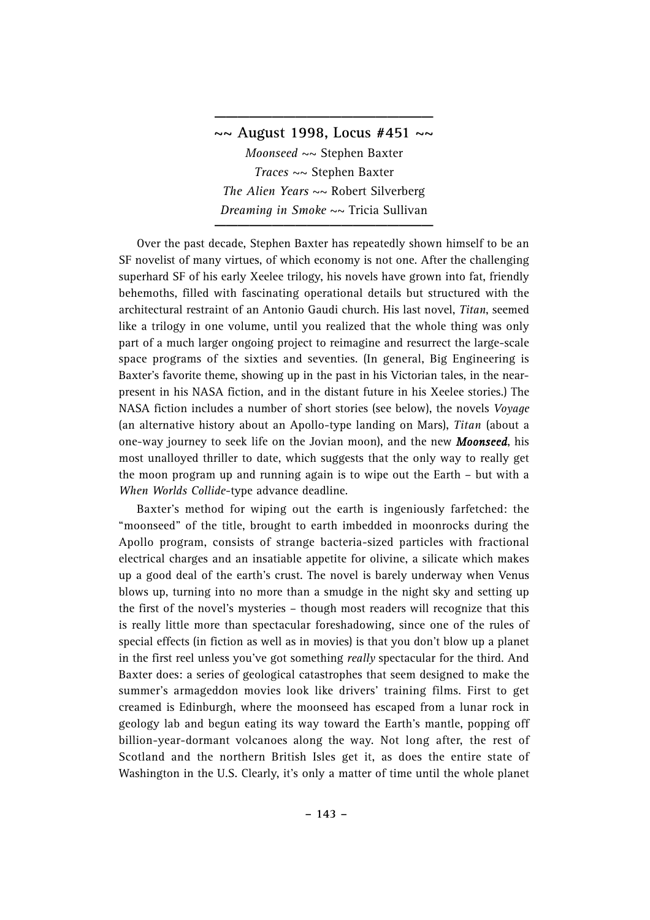## ~~ August 1998, Locus #451 ~~

*Moonseed* ~~ Stephen Baxter
*Traces* ~~ Stephen Baxter
*The Alien Years* ~~ Robert Silverberg
*Dreaming in Smoke* ~~ Tricia Sullivan

Over the past decade, Stephen Baxter has repeatedly shown himself to be an SF novelist of many virtues, of which economy is not one. After the challenging superhard SF of his early Xeelee trilogy, his novels have grown into fat, friendly behemoths, filled with fascinating operational details but structured with the architectural restraint of an Antonio Gaudi church. His last novel, *Titan*, seemed like a trilogy in one volume, until you realized that the whole thing was only part of a much larger ongoing project to reimagine and resurrect the large-scale space programs of the sixties and seventies. (In general, Big Engineering is Baxter's favorite theme, showing up in the past in his Victorian tales, in the near-present in his NASA fiction, and in the distant future in his Xeelee stories.) The NASA fiction includes a number of short stories (see below), the novels *Voyage* (an alternative history about an Apollo-type landing on Mars), *Titan* (about a one-way journey to seek life on the Jovian moon), and the new ***Moonseed***, his most unalloyed thriller to date, which suggests that the only way to really get the moon program up and running again is to wipe out the Earth – but with a *When Worlds Collide*-type advance deadline.

Baxter's method for wiping out the earth is ingeniously farfetched: the "moonseed" of the title, brought to earth imbedded in moonrocks during the Apollo program, consists of strange bacteria-sized particles with fractional electrical charges and an insatiable appetite for olivine, a silicate which makes up a good deal of the earth's crust. The novel is barely underway when Venus blows up, turning into no more than a smudge in the night sky and setting up the first of the novel's mysteries – though most readers will recognize that this is really little more than spectacular foreshadowing, since one of the rules of special effects (in fiction as well as in movies) is that you don't blow up a planet in the first reel unless you've got something *really* spectacular for the third. And Baxter does: a series of geological catastrophes that seem designed to make the summer's armageddon movies look like drivers' training films. First to get creamed is Edinburgh, where the moonseed has escaped from a lunar rock in geology lab and begun eating its way toward the Earth's mantle, popping off billion-year-dormant volcanoes along the way. Not long after, the rest of Scotland and the northern British Isles get it, as does the entire state of Washington in the U.S. Clearly, it's only a matter of time until the whole planet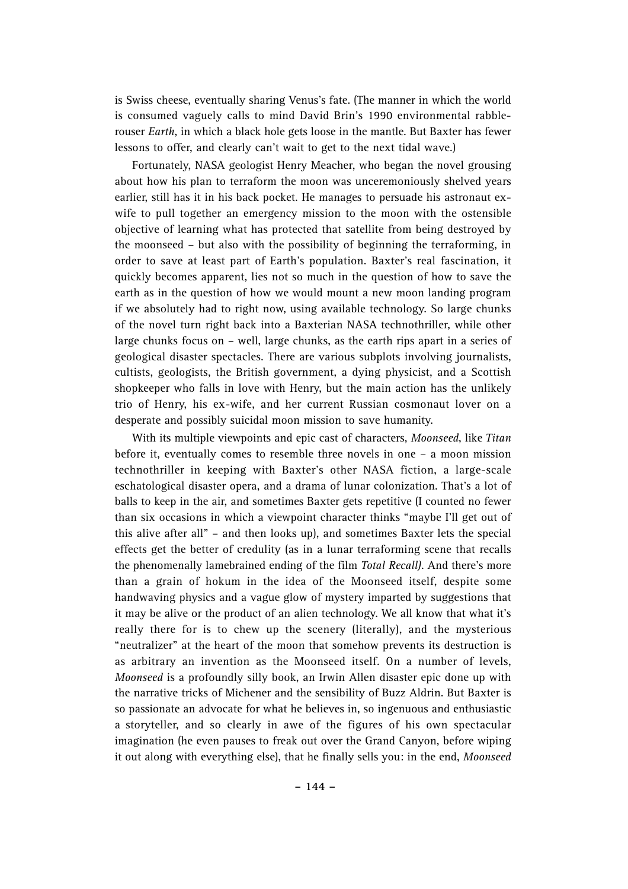is Swiss cheese, eventually sharing Venus's fate. (The manner in which the world is consumed vaguely calls to mind David Brin's 1990 environmental rabble-rouser *Earth*, in which a black hole gets loose in the mantle. But Baxter has fewer lessons to offer, and clearly can't wait to get to the next tidal wave.)

Fortunately, NASA geologist Henry Meacher, who began the novel grousing about how his plan to terraform the moon was unceremoniously shelved years earlier, still has it in his back pocket. He manages to persuade his astronaut ex-wife to pull together an emergency mission to the moon with the ostensible objective of learning what has protected that satellite from being destroyed by the moonseed – but also with the possibility of beginning the terraforming, in order to save at least part of Earth's population. Baxter's real fascination, it quickly becomes apparent, lies not so much in the question of how to save the earth as in the question of how we would mount a new moon landing program if we absolutely had to right now, using available technology. So large chunks of the novel turn right back into a Baxterian NASA technothriller, while other large chunks focus on – well, large chunks, as the earth rips apart in a series of geological disaster spectacles. There are various subplots involving journalists, cultists, geologists, the British government, a dying physicist, and a Scottish shopkeeper who falls in love with Henry, but the main action has the unlikely trio of Henry, his ex-wife, and her current Russian cosmonaut lover on a desperate and possibly suicidal moon mission to save humanity.

With its multiple viewpoints and epic cast of characters, *Moonseed*, like *Titan* before it, eventually comes to resemble three novels in one – a moon mission technothriller in keeping with Baxter's other NASA fiction, a large-scale eschatological disaster opera, and a drama of lunar colonization. That's a lot of balls to keep in the air, and sometimes Baxter gets repetitive (I counted no fewer than six occasions in which a viewpoint character thinks "maybe I'll get out of this alive after all" – and then looks up), and sometimes Baxter lets the special effects get the better of credulity (as in a lunar terraforming scene that recalls the phenomenally lamebrained ending of the film *Total Recall)*. And there's more than a grain of hokum in the idea of the Moonseed itself, despite some handwaving physics and a vague glow of mystery imparted by suggestions that it may be alive or the product of an alien technology. We all know that what it's really there for is to chew up the scenery (literally), and the mysterious "neutralizer" at the heart of the moon that somehow prevents its destruction is as arbitrary an invention as the Moonseed itself. On a number of levels, *Moonseed* is a profoundly silly book, an Irwin Allen disaster epic done up with the narrative tricks of Michener and the sensibility of Buzz Aldrin. But Baxter is so passionate an advocate for what he believes in, so ingenuous and enthusiastic a storyteller, and so clearly in awe of the figures of his own spectacular imagination (he even pauses to freak out over the Grand Canyon, before wiping it out along with everything else), that he finally sells you: in the end, *Moonseed*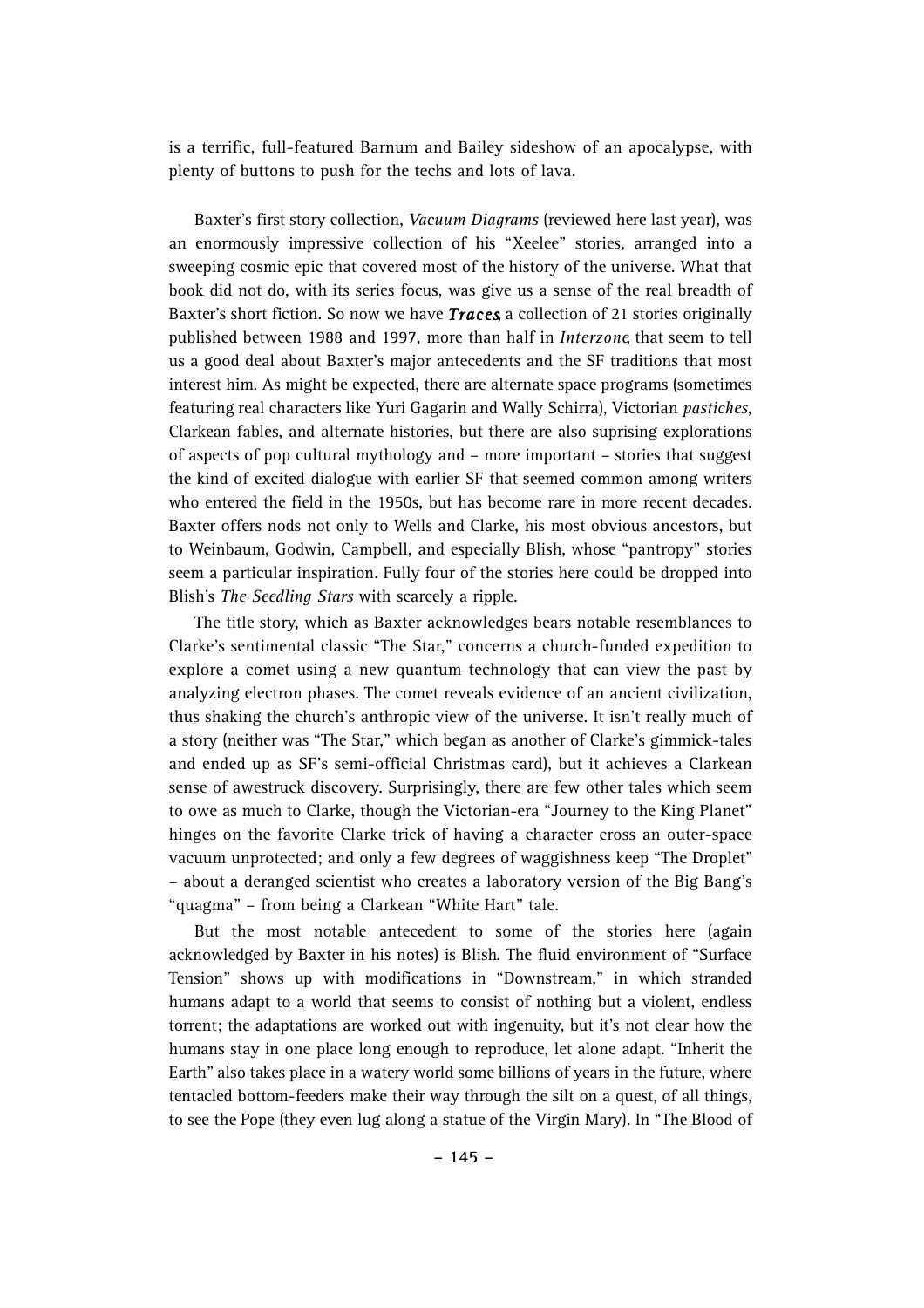is a terrific, full-featured Barnum and Bailey sideshow of an apocalypse, with plenty of buttons to push for the techs and lots of lava.

Baxter's first story collection, *Vacuum Diagrams* (reviewed here last year), was an enormously impressive collection of his "Xeelee" stories, arranged into a sweeping cosmic epic that covered most of the history of the universe. What that book did not do, with its series focus, was give us a sense of the real breadth of Baxter's short fiction. So now we have ***Traces***, a collection of 21 stories originally published between 1988 and 1997, more than half in *Interzone*, that seem to tell us a good deal about Baxter's major antecedents and the SF traditions that most interest him. As might be expected, there are alternate space programs (sometimes featuring real characters like Yuri Gagarin and Wally Schirra), Victorian *pastiches*, Clarkean fables, and alternate histories, but there are also suprising explorations of aspects of pop cultural mythology and – more important – stories that suggest the kind of excited dialogue with earlier SF that seemed common among writers who entered the field in the 1950s, but has become rare in more recent decades. Baxter offers nods not only to Wells and Clarke, his most obvious ancestors, but to Weinbaum, Godwin, Campbell, and especially Blish, whose "pantropy" stories seem a particular inspiration. Fully four of the stories here could be dropped into Blish's *The Seedling Stars* with scarcely a ripple.

The title story, which as Baxter acknowledges bears notable resemblances to Clarke's sentimental classic "The Star," concerns a church-funded expedition to explore a comet using a new quantum technology that can view the past by analyzing electron phases. The comet reveals evidence of an ancient civilization, thus shaking the church's anthropic view of the universe. It isn't really much of a story (neither was "The Star," which began as another of Clarke's gimmick-tales and ended up as SF's semi-official Christmas card), but it achieves a Clarkean sense of awestruck discovery. Surprisingly, there are few other tales which seem to owe as much to Clarke, though the Victorian-era "Journey to the King Planet" hinges on the favorite Clarke trick of having a character cross an outer-space vacuum unprotected; and only a few degrees of waggishness keep "The Droplet" – about a deranged scientist who creates a laboratory version of the Big Bang's "quagma" – from being a Clarkean "White Hart" tale.

But the most notable antecedent to some of the stories here (again acknowledged by Baxter in his notes) is Blish. The fluid environment of "Surface Tension" shows up with modifications in "Downstream," in which stranded humans adapt to a world that seems to consist of nothing but a violent, endless torrent; the adaptations are worked out with ingenuity, but it's not clear how the humans stay in one place long enough to reproduce, let alone adapt. "Inherit the Earth" also takes place in a watery world some billions of years in the future, where tentacled bottom-feeders make their way through the silt on a quest, of all things, to see the Pope (they even lug along a statue of the Virgin Mary). In "The Blood of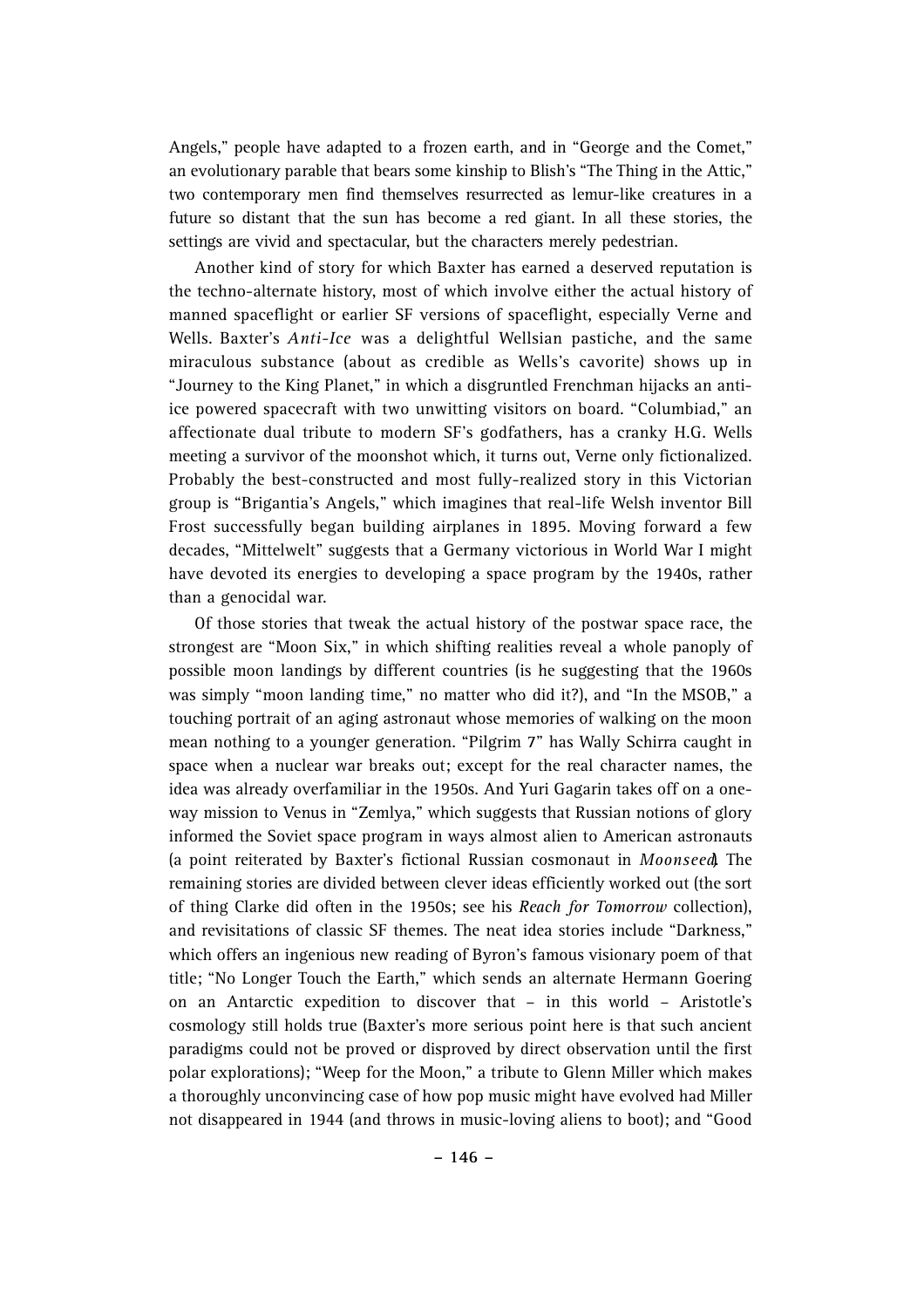Angels," people have adapted to a frozen earth, and in "George and the Comet," an evolutionary parable that bears some kinship to Blish's "The Thing in the Attic," two contemporary men find themselves resurrected as lemur-like creatures in a future so distant that the sun has become a red giant. In all these stories, the settings are vivid and spectacular, but the characters merely pedestrian.

Another kind of story for which Baxter has earned a deserved reputation is the techno-alternate history, most of which involve either the actual history of manned spaceflight or earlier SF versions of spaceflight, especially Verne and Wells. Baxter's *Anti-Ice* was a delightful Wellsian pastiche, and the same miraculous substance (about as credible as Wells's cavorite) shows up in "Journey to the King Planet," in which a disgruntled Frenchman hijacks an anti-ice powered spacecraft with two unwitting visitors on board. "Columbiad," an affectionate dual tribute to modern SF's godfathers, has a cranky H.G. Wells meeting a survivor of the moonshot which, it turns out, Verne only fictionalized. Probably the best-constructed and most fully-realized story in this Victorian group is "Brigantia's Angels," which imagines that real-life Welsh inventor Bill Frost successfully began building airplanes in 1895. Moving forward a few decades, "Mittelwelt" suggests that a Germany victorious in World War I might have devoted its energies to developing a space program by the 1940s, rather than a genocidal war.

Of those stories that tweak the actual history of the postwar space race, the strongest are "Moon Six," in which shifting realities reveal a whole panoply of possible moon landings by different countries (is he suggesting that the 1960s was simply "moon landing time," no matter who did it?), and "In the MSOB," a touching portrait of an aging astronaut whose memories of walking on the moon mean nothing to a younger generation. "Pilgrim 7" has Wally Schirra caught in space when a nuclear war breaks out; except for the real character names, the idea was already overfamiliar in the 1950s. And Yuri Gagarin takes off on a one-way mission to Venus in "Zemlya," which suggests that Russian notions of glory informed the Soviet space program in ways almost alien to American astronauts (a point reiterated by Baxter's fictional Russian cosmonaut in *Moonseed*). The remaining stories are divided between clever ideas efficiently worked out (the sort of thing Clarke did often in the 1950s; see his *Reach for Tomorrow* collection), and revisitations of classic SF themes. The neat idea stories include "Darkness," which offers an ingenious new reading of Byron's famous visionary poem of that title; "No Longer Touch the Earth," which sends an alternate Hermann Goering on an Antarctic expedition to discover that – in this world – Aristotle's cosmology still holds true (Baxter's more serious point here is that such ancient paradigms could not be proved or disproved by direct observation until the first polar explorations); "Weep for the Moon," a tribute to Glenn Miller which makes a thoroughly unconvincing case of how pop music might have evolved had Miller not disappeared in 1944 (and throws in music-loving aliens to boot); and "Good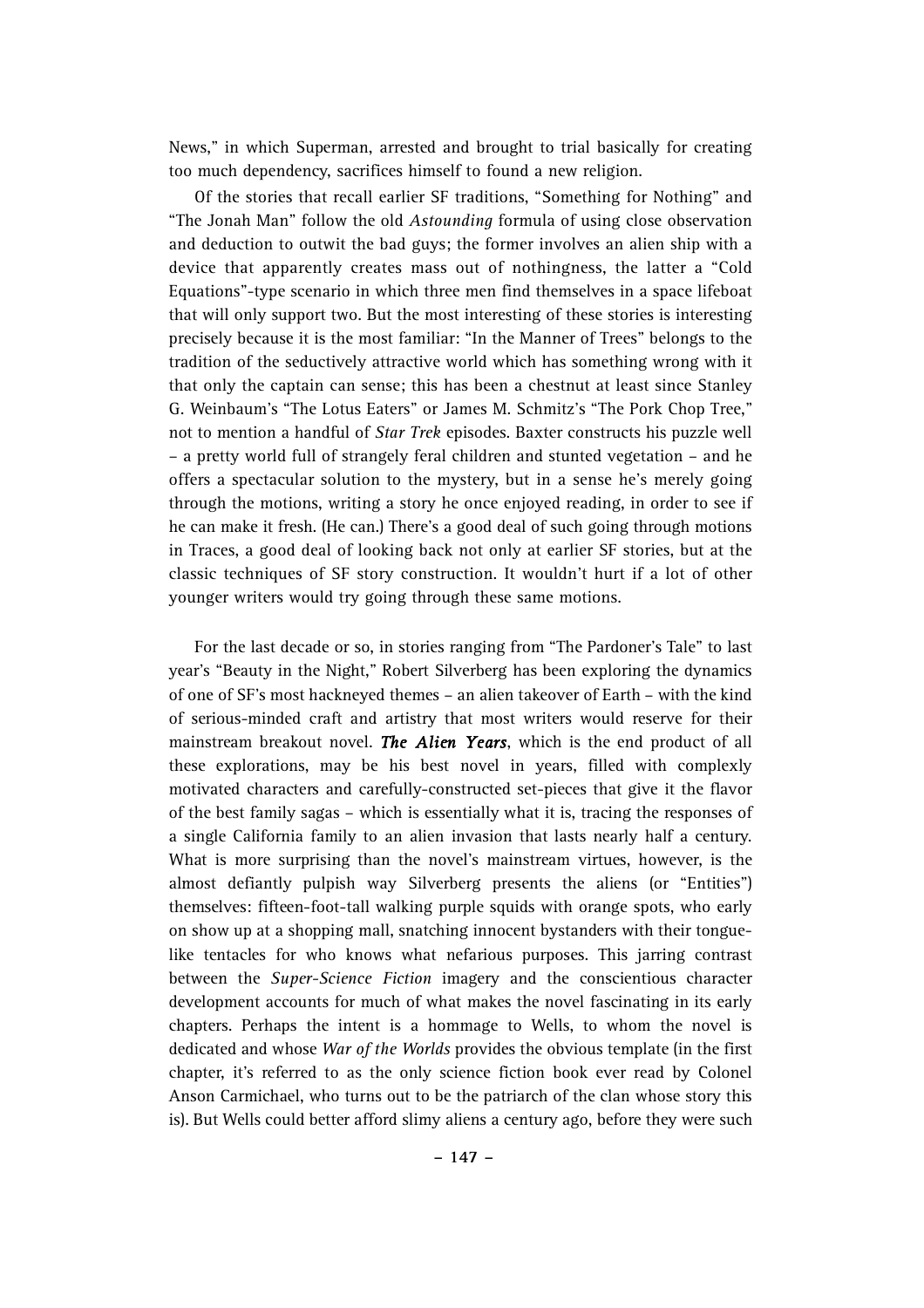News," in which Superman, arrested and brought to trial basically for creating too much dependency, sacrifices himself to found a new religion.

Of the stories that recall earlier SF traditions, "Something for Nothing" and "The Jonah Man" follow the old *Astounding* formula of using close observation and deduction to outwit the bad guys; the former involves an alien ship with a device that apparently creates mass out of nothingness, the latter a "Cold Equations"-type scenario in which three men find themselves in a space lifeboat that will only support two. But the most interesting of these stories is interesting precisely because it is the most familiar: "In the Manner of Trees" belongs to the tradition of the seductively attractive world which has something wrong with it that only the captain can sense; this has been a chestnut at least since Stanley G. Weinbaum's "The Lotus Eaters" or James M. Schmitz's "The Pork Chop Tree," not to mention a handful of *Star Trek* episodes. Baxter constructs his puzzle well – a pretty world full of strangely feral children and stunted vegetation – and he offers a spectacular solution to the mystery, but in a sense he's merely going through the motions, writing a story he once enjoyed reading, in order to see if he can make it fresh. (He can.) There's a good deal of such going through motions in Traces, a good deal of looking back not only at earlier SF stories, but at the classic techniques of SF story construction. It wouldn't hurt if a lot of other younger writers would try going through these same motions.

For the last decade or so, in stories ranging from "The Pardoner's Tale" to last year's "Beauty in the Night," Robert Silverberg has been exploring the dynamics of one of SF's most hackneyed themes – an alien takeover of Earth – with the kind of serious-minded craft and artistry that most writers would reserve for their mainstream breakout novel. ***The Alien Years***, which is the end product of all these explorations, may be his best novel in years, filled with complexly motivated characters and carefully-constructed set-pieces that give it the flavor of the best family sagas – which is essentially what it is, tracing the responses of a single California family to an alien invasion that lasts nearly half a century. What is more surprising than the novel's mainstream virtues, however, is the almost defiantly pulpish way Silverberg presents the aliens (or "Entities") themselves: fifteen-foot-tall walking purple squids with orange spots, who early on show up at a shopping mall, snatching innocent bystanders with their tongue-like tentacles for who knows what nefarious purposes. This jarring contrast between the *Super-Science Fiction* imagery and the conscientious character development accounts for much of what makes the novel fascinating in its early chapters. Perhaps the intent is a hommage to Wells, to whom the novel is dedicated and whose *War of the Worlds* provides the obvious template (in the first chapter, it's referred to as the only science fiction book ever read by Colonel Anson Carmichael, who turns out to be the patriarch of the clan whose story this is). But Wells could better afford slimy aliens a century ago, before they were such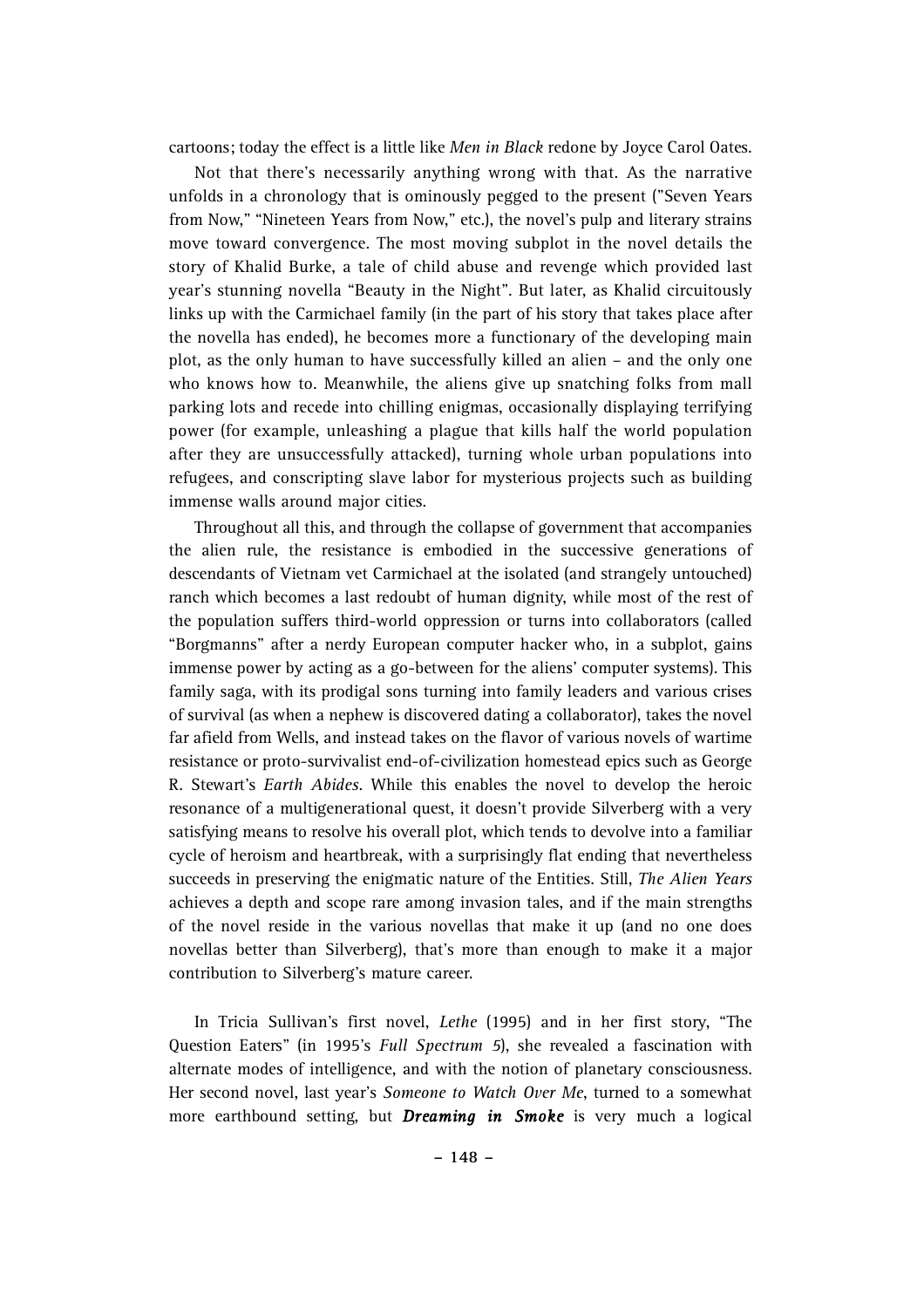cartoons; today the effect is a little like *Men in Black* redone by Joyce Carol Oates.

Not that there's necessarily anything wrong with that. As the narrative unfolds in a chronology that is ominously pegged to the present ("Seven Years from Now," "Nineteen Years from Now," etc.), the novel's pulp and literary strains move toward convergence. The most moving subplot in the novel details the story of Khalid Burke, a tale of child abuse and revenge which provided last year's stunning novella "Beauty in the Night". But later, as Khalid circuitously links up with the Carmichael family (in the part of his story that takes place after the novella has ended), he becomes more a functionary of the developing main plot, as the only human to have successfully killed an alien – and the only one who knows how to. Meanwhile, the aliens give up snatching folks from mall parking lots and recede into chilling enigmas, occasionally displaying terrifying power (for example, unleashing a plague that kills half the world population after they are unsuccessfully attacked), turning whole urban populations into refugees, and conscripting slave labor for mysterious projects such as building immense walls around major cities.

Throughout all this, and through the collapse of government that accompanies the alien rule, the resistance is embodied in the successive generations of descendants of Vietnam vet Carmichael at the isolated (and strangely untouched) ranch which becomes a last redoubt of human dignity, while most of the rest of the population suffers third-world oppression or turns into collaborators (called "Borgmanns" after a nerdy European computer hacker who, in a subplot, gains immense power by acting as a go-between for the aliens' computer systems). This family saga, with its prodigal sons turning into family leaders and various crises of survival (as when a nephew is discovered dating a collaborator), takes the novel far afield from Wells, and instead takes on the flavor of various novels of wartime resistance or proto-survivalist end-of-civilization homestead epics such as George R. Stewart's *Earth Abides*. While this enables the novel to develop the heroic resonance of a multigenerational quest, it doesn't provide Silverberg with a very satisfying means to resolve his overall plot, which tends to devolve into a familiar cycle of heroism and heartbreak, with a surprisingly flat ending that nevertheless succeeds in preserving the enigmatic nature of the Entities. Still, *The Alien Years* achieves a depth and scope rare among invasion tales, and if the main strengths of the novel reside in the various novellas that make it up (and no one does novellas better than Silverberg), that's more than enough to make it a major contribution to Silverberg's mature career.

In Tricia Sullivan's first novel, *Lethe* (1995) and in her first story, "The Question Eaters" (in 1995's *Full Spectrum 5*), she revealed a fascination with alternate modes of intelligence, and with the notion of planetary consciousness. Her second novel, last year's *Someone to Watch Over Me*, turned to a somewhat more earthbound setting, but ***Dreaming in Smoke*** is very much a logical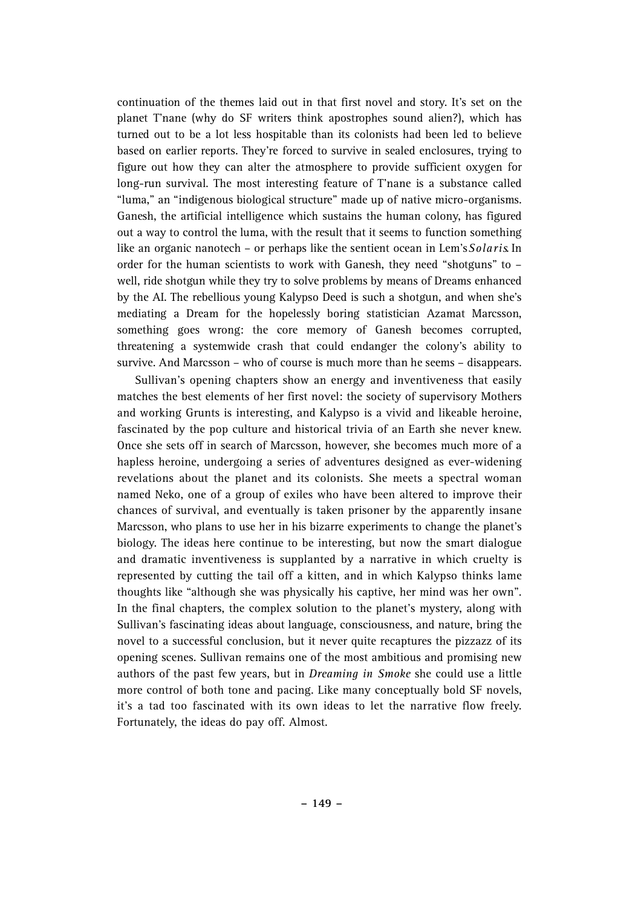continuation of the themes laid out in that first novel and story. It's set on the planet T'nane (why do SF writers think apostrophes sound alien?), which has turned out to be a lot less hospitable than its colonists had been led to believe based on earlier reports. They're forced to survive in sealed enclosures, trying to figure out how they can alter the atmosphere to provide sufficient oxygen for long-run survival. The most interesting feature of T'nane is a substance called "luma," an "indigenous biological structure" made up of native micro-organisms. Ganesh, the artificial intelligence which sustains the human colony, has figured out a way to control the luma, with the result that it seems to function something like an organic nanotech – or perhaps like the sentient ocean in Lem's *Solaris*. In order for the human scientists to work with Ganesh, they need "shotguns" to – well, ride shotgun while they try to solve problems by means of Dreams enhanced by the AI. The rebellious young Kalypso Deed is such a shotgun, and when she's mediating a Dream for the hopelessly boring statistician Azamat Marcsson, something goes wrong: the core memory of Ganesh becomes corrupted, threatening a systemwide crash that could endanger the colony's ability to survive. And Marcsson – who of course is much more than he seems – disappears.

Sullivan's opening chapters show an energy and inventiveness that easily matches the best elements of her first novel: the society of supervisory Mothers and working Grunts is interesting, and Kalypso is a vivid and likeable heroine, fascinated by the pop culture and historical trivia of an Earth she never knew. Once she sets off in search of Marcsson, however, she becomes much more of a hapless heroine, undergoing a series of adventures designed as ever-widening revelations about the planet and its colonists. She meets a spectral woman named Neko, one of a group of exiles who have been altered to improve their chances of survival, and eventually is taken prisoner by the apparently insane Marcsson, who plans to use her in his bizarre experiments to change the planet's biology. The ideas here continue to be interesting, but now the smart dialogue and dramatic inventiveness is supplanted by a narrative in which cruelty is represented by cutting the tail off a kitten, and in which Kalypso thinks lame thoughts like "although she was physically his captive, her mind was her own". In the final chapters, the complex solution to the planet's mystery, along with Sullivan's fascinating ideas about language, consciousness, and nature, bring the novel to a successful conclusion, but it never quite recaptures the pizzazz of its opening scenes. Sullivan remains one of the most ambitious and promising new authors of the past few years, but in *Dreaming in Smoke* she could use a little more control of both tone and pacing. Like many conceptually bold SF novels, it's a tad too fascinated with its own ideas to let the narrative flow freely. Fortunately, the ideas do pay off. Almost.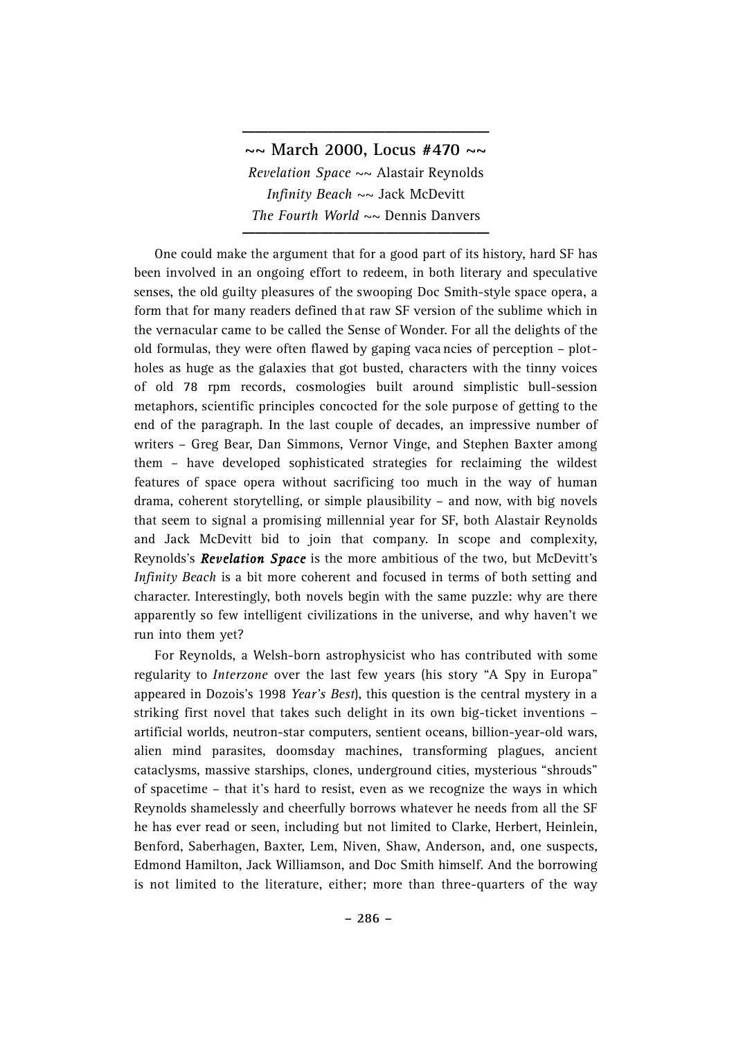## ~~ March 2000, Locus #470 ~~

*Revelation Space* ~~ Alastair Reynolds
*Infinity Beach* ~~ Jack McDevitt
*The Fourth World* ~~ Dennis Danvers

One could make the argument that for a good part of its history, hard SF has been involved in an ongoing effort to redeem, in both literary and speculative senses, the old guilty pleasures of the swooping Doc Smith-style space opera, a form that for many readers defined that raw SF version of the sublime which in the vernacular came to be called the Sense of Wonder. For all the delights of the old formulas, they were often flawed by gaping vacancies of perception – plot-holes as huge as the galaxies that got busted, characters with the tinny voices of old 78 rpm records, cosmologies built around simplistic bull-session metaphors, scientific principles concocted for the sole purpose of getting to the end of the paragraph. In the last couple of decades, an impressive number of writers – Greg Bear, Dan Simmons, Vernor Vinge, and Stephen Baxter among them – have developed sophisticated strategies for reclaiming the wildest features of space opera without sacrificing too much in the way of human drama, coherent storytelling, or simple plausibility – and now, with big novels that seem to signal a promising millennial year for SF, both Alastair Reynolds and Jack McDevitt bid to join that company. In scope and complexity, Reynolds's ***Revelation Space*** is the more ambitious of the two, but McDevitt's *Infinity Beach* is a bit more coherent and focused in terms of both setting and character. Interestingly, both novels begin with the same puzzle: why are there apparently so few intelligent civilizations in the universe, and why haven't we run into them yet?

For Reynolds, a Welsh-born astrophysicist who has contributed with some regularity to *Interzone* over the last few years (his story "A Spy in Europa" appeared in Dozois's 1998 *Year's Best*), this question is the central mystery in a striking first novel that takes such delight in its own big-ticket inventions – artificial worlds, neutron-star computers, sentient oceans, billion-year-old wars, alien mind parasites, doomsday machines, transforming plagues, ancient cataclysms, massive starships, clones, underground cities, mysterious "shrouds" of spacetime – that it's hard to resist, even as we recognize the ways in which Reynolds shamelessly and cheerfully borrows whatever he needs from all the SF he has ever read or seen, including but not limited to Clarke, Herbert, Heinlein, Benford, Saberhagen, Baxter, Lem, Niven, Shaw, Anderson, and, one suspects, Edmond Hamilton, Jack Williamson, and Doc Smith himself. And the borrowing is not limited to the literature, either; more than three-quarters of the way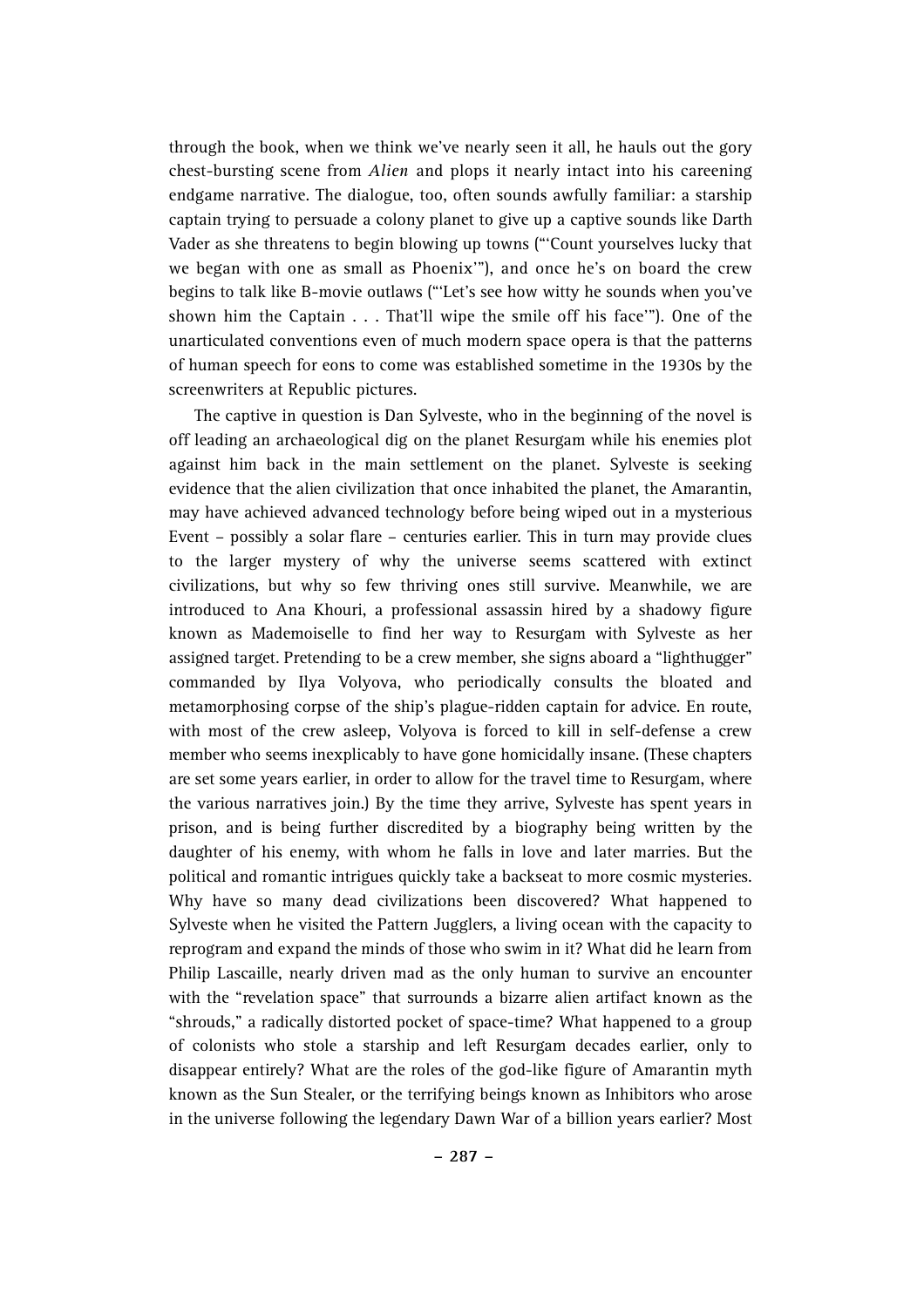through the book, when we think we've nearly seen it all, he hauls out the gory chest-bursting scene from *Alien* and plops it nearly intact into his careening endgame narrative. The dialogue, too, often sounds awfully familiar: a starship captain trying to persuade a colony planet to give up a captive sounds like Darth Vader as she threatens to begin blowing up towns ("'Count yourselves lucky that we began with one as small as Phoenix'"), and once he's on board the crew begins to talk like B-movie outlaws ("'Let's see how witty he sounds when you've shown him the Captain . . . That'll wipe the smile off his face'"). One of the unarticulated conventions even of much modern space opera is that the patterns of human speech for eons to come was established sometime in the 1930s by the screenwriters at Republic pictures.

The captive in question is Dan Sylveste, who in the beginning of the novel is off leading an archaeological dig on the planet Resurgam while his enemies plot against him back in the main settlement on the planet. Sylveste is seeking evidence that the alien civilization that once inhabited the planet, the Amarantin, may have achieved advanced technology before being wiped out in a mysterious Event – possibly a solar flare – centuries earlier. This in turn may provide clues to the larger mystery of why the universe seems scattered with extinct civilizations, but why so few thriving ones still survive. Meanwhile, we are introduced to Ana Khouri, a professional assassin hired by a shadowy figure known as Mademoiselle to find her way to Resurgam with Sylveste as her assigned target. Pretending to be a crew member, she signs aboard a "lighthugger" commanded by Ilya Volyova, who periodically consults the bloated and metamorphosing corpse of the ship's plague-ridden captain for advice. En route, with most of the crew asleep, Volyova is forced to kill in self-defense a crew member who seems inexplicably to have gone homicidally insane. (These chapters are set some years earlier, in order to allow for the travel time to Resurgam, where the various narratives join.) By the time they arrive, Sylveste has spent years in prison, and is being further discredited by a biography being written by the daughter of his enemy, with whom he falls in love and later marries. But the political and romantic intrigues quickly take a backseat to more cosmic mysteries. Why have so many dead civilizations been discovered? What happened to Sylveste when he visited the Pattern Jugglers, a living ocean with the capacity to reprogram and expand the minds of those who swim in it? What did he learn from Philip Lascaille, nearly driven mad as the only human to survive an encounter with the "revelation space" that surrounds a bizarre alien artifact known as the "shrouds," a radically distorted pocket of space-time? What happened to a group of colonists who stole a starship and left Resurgam decades earlier, only to disappear entirely? What are the roles of the god-like figure of Amarantin myth known as the Sun Stealer, or the terrifying beings known as Inhibitors who arose in the universe following the legendary Dawn War of a billion years earlier? Most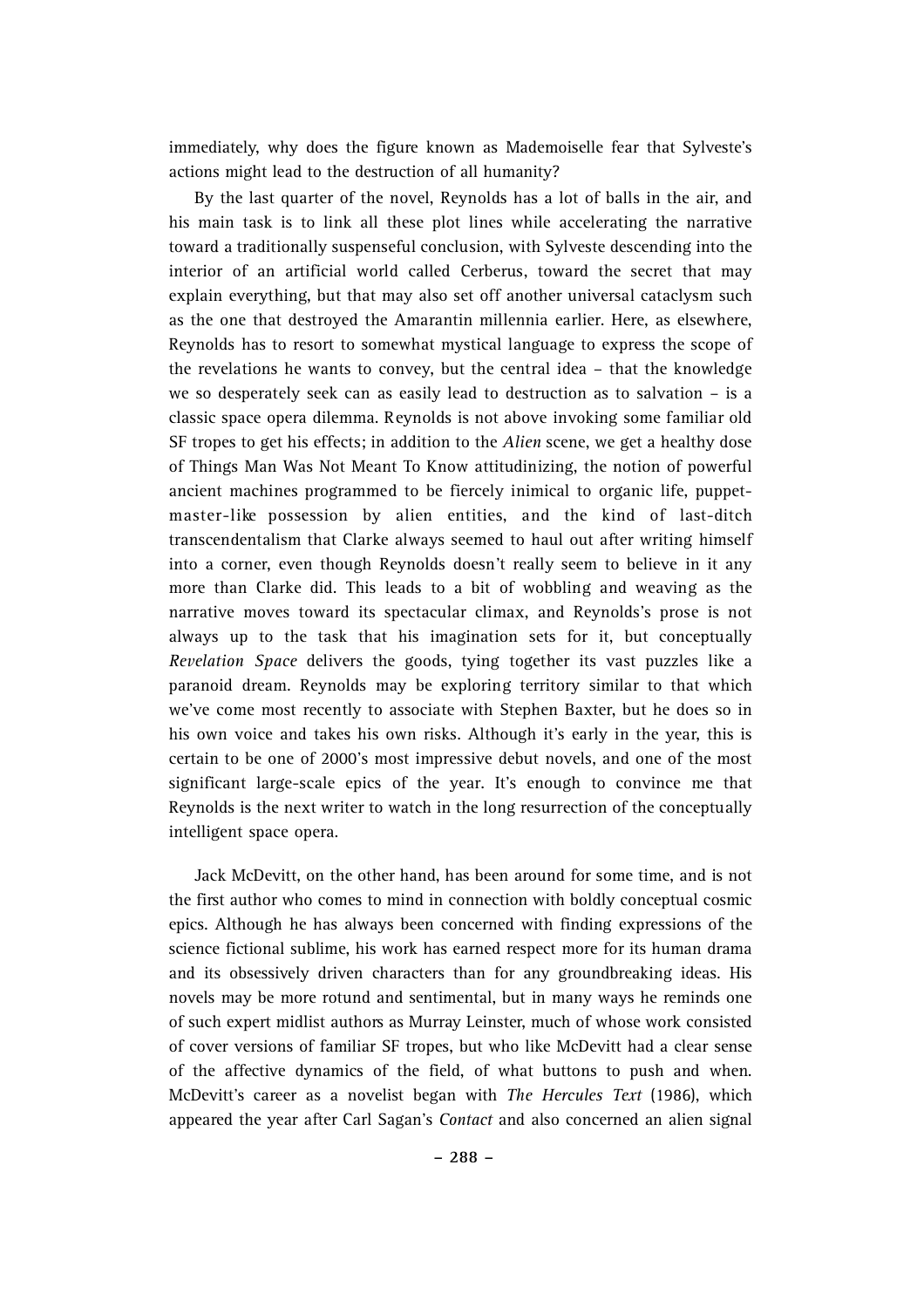immediately, why does the figure known as Mademoiselle fear that Sylveste's actions might lead to the destruction of all humanity?

By the last quarter of the novel, Reynolds has a lot of balls in the air, and his main task is to link all these plot lines while accelerating the narrative toward a traditionally suspenseful conclusion, with Sylveste descending into the interior of an artificial world called Cerberus, toward the secret that may explain everything, but that may also set off another universal cataclysm such as the one that destroyed the Amarantin millennia earlier. Here, as elsewhere, Reynolds has to resort to somewhat mystical language to express the scope of the revelations he wants to convey, but the central idea – that the knowledge we so desperately seek can as easily lead to destruction as to salvation – is a classic space opera dilemma. Reynolds is not above invoking some familiar old SF tropes to get his effects; in addition to the *Alien* scene, we get a healthy dose of Things Man Was Not Meant To Know attitudinizing, the notion of powerful ancient machines programmed to be fiercely inimical to organic life, puppet-master-like possession by alien entities, and the kind of last-ditch transcendentalism that Clarke always seemed to haul out after writing himself into a corner, even though Reynolds doesn't really seem to believe in it any more than Clarke did. This leads to a bit of wobbling and weaving as the narrative moves toward its spectacular climax, and Reynolds's prose is not always up to the task that his imagination sets for it, but conceptually *Revelation Space* delivers the goods, tying together its vast puzzles like a paranoid dream. Reynolds may be exploring territory similar to that which we've come most recently to associate with Stephen Baxter, but he does so in his own voice and takes his own risks. Although it's early in the year, this is certain to be one of 2000's most impressive debut novels, and one of the most significant large-scale epics of the year. It's enough to convince me that Reynolds is the next writer to watch in the long resurrection of the conceptually intelligent space opera.

Jack McDevitt, on the other hand, has been around for some time, and is not the first author who comes to mind in connection with boldly conceptual cosmic epics. Although he has always been concerned with finding expressions of the science fictional sublime, his work has earned respect more for its human drama and its obsessively driven characters than for any groundbreaking ideas. His novels may be more rotund and sentimental, but in many ways he reminds one of such expert midlist authors as Murray Leinster, much of whose work consisted of cover versions of familiar SF tropes, but who like McDevitt had a clear sense of the affective dynamics of the field, of what buttons to push and when. McDevitt's career as a novelist began with *The Hercules Text* (1986), which appeared the year after Carl Sagan's *Contact* and also concerned an alien signal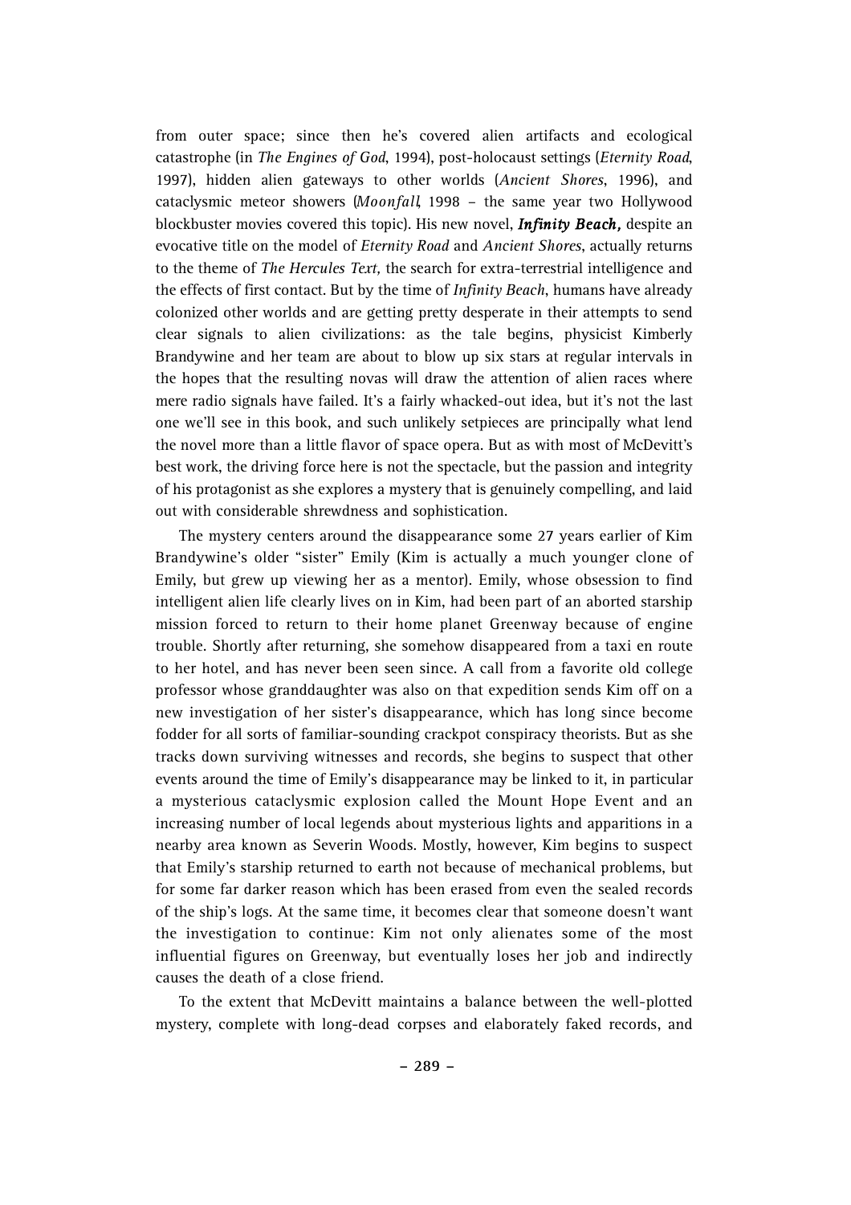from outer space; since then he's covered alien artifacts and ecological catastrophe (in *The Engines of God*, 1994), post-holocaust settings (*Eternity Road*, 1997), hidden alien gateways to other worlds (*Ancient Shores*, 1996), and cataclysmic meteor showers (*Moonfall*, 1998 – the same year two Hollywood blockbuster movies covered this topic). His new novel, ***Infinity Beach,*** despite an evocative title on the model of *Eternity Road* and *Ancient Shores*, actually returns to the theme of *The Hercules Text,* the search for extra-terrestrial intelligence and the effects of first contact. But by the time of *Infinity Beach*, humans have already colonized other worlds and are getting pretty desperate in their attempts to send clear signals to alien civilizations: as the tale begins, physicist Kimberly Brandywine and her team are about to blow up six stars at regular intervals in the hopes that the resulting novas will draw the attention of alien races where mere radio signals have failed. It's a fairly whacked-out idea, but it's not the last one we'll see in this book, and such unlikely setpieces are principally what lend the novel more than a little flavor of space opera. But as with most of McDevitt's best work, the driving force here is not the spectacle, but the passion and integrity of his protagonist as she explores a mystery that is genuinely compelling, and laid out with considerable shrewdness and sophistication.

The mystery centers around the disappearance some 27 years earlier of Kim Brandywine's older "sister" Emily (Kim is actually a much younger clone of Emily, but grew up viewing her as a mentor). Emily, whose obsession to find intelligent alien life clearly lives on in Kim, had been part of an aborted starship mission forced to return to their home planet Greenway because of engine trouble. Shortly after returning, she somehow disappeared from a taxi en route to her hotel, and has never been seen since. A call from a favorite old college professor whose granddaughter was also on that expedition sends Kim off on a new investigation of her sister's disappearance, which has long since become fodder for all sorts of familiar-sounding crackpot conspiracy theorists. But as she tracks down surviving witnesses and records, she begins to suspect that other events around the time of Emily's disappearance may be linked to it, in particular a mysterious cataclysmic explosion called the Mount Hope Event and an increasing number of local legends about mysterious lights and apparitions in a nearby area known as Severin Woods. Mostly, however, Kim begins to suspect that Emily's starship returned to earth not because of mechanical problems, but for some far darker reason which has been erased from even the sealed records of the ship's logs. At the same time, it becomes clear that someone doesn't want the investigation to continue: Kim not only alienates some of the most influential figures on Greenway, but eventually loses her job and indirectly causes the death of a close friend.

To the extent that McDevitt maintains a balance between the well-plotted mystery, complete with long-dead corpses and elaborately faked records, and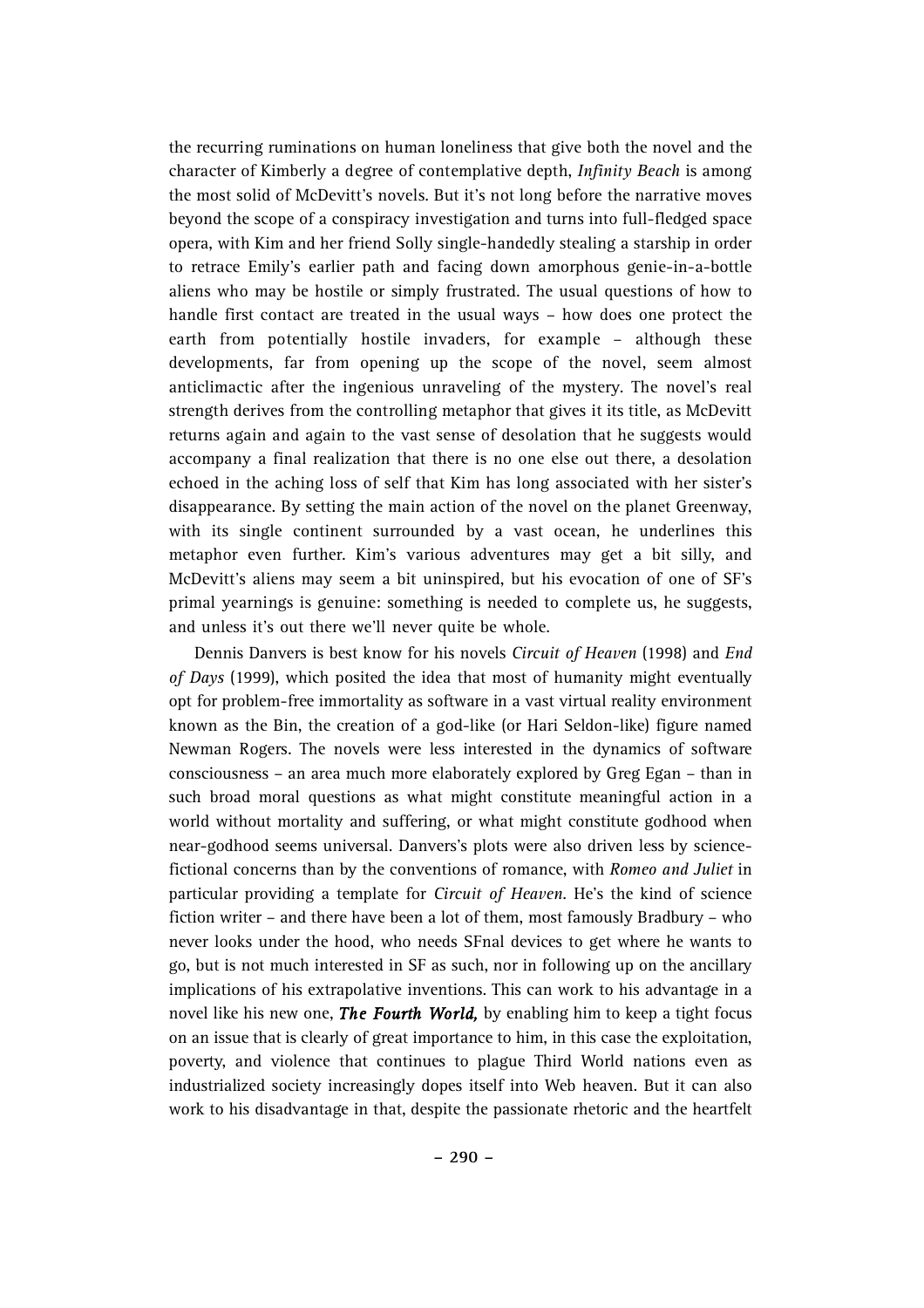the recurring ruminations on human loneliness that give both the novel and the character of Kimberly a degree of contemplative depth, *Infinity Beach* is among the most solid of McDevitt's novels. But it's not long before the narrative moves beyond the scope of a conspiracy investigation and turns into full-fledged space opera, with Kim and her friend Solly single-handedly stealing a starship in order to retrace Emily's earlier path and facing down amorphous genie-in-a-bottle aliens who may be hostile or simply frustrated. The usual questions of how to handle first contact are treated in the usual ways – how does one protect the earth from potentially hostile invaders, for example – although these developments, far from opening up the scope of the novel, seem almost anticlimactic after the ingenious unraveling of the mystery. The novel's real strength derives from the controlling metaphor that gives it its title, as McDevitt returns again and again to the vast sense of desolation that he suggests would accompany a final realization that there is no one else out there, a desolation echoed in the aching loss of self that Kim has long associated with her sister's disappearance. By setting the main action of the novel on the planet Greenway, with its single continent surrounded by a vast ocean, he underlines this metaphor even further. Kim's various adventures may get a bit silly, and McDevitt's aliens may seem a bit uninspired, but his evocation of one of SF's primal yearnings is genuine: something is needed to complete us, he suggests, and unless it's out there we'll never quite be whole.

Dennis Danvers is best know for his novels *Circuit of Heaven* (1998) and *End of Days* (1999), which posited the idea that most of humanity might eventually opt for problem-free immortality as software in a vast virtual reality environment known as the Bin, the creation of a god-like (or Hari Seldon-like) figure named Newman Rogers. The novels were less interested in the dynamics of software consciousness – an area much more elaborately explored by Greg Egan – than in such broad moral questions as what might constitute meaningful action in a world without mortality and suffering, or what might constitute godhood when near-godhood seems universal. Danvers's plots were also driven less by science-fictional concerns than by the conventions of romance, with *Romeo and Juliet* in particular providing a template for *Circuit of Heaven*. He's the kind of science fiction writer – and there have been a lot of them, most famously Bradbury – who never looks under the hood, who needs SFnal devices to get where he wants to go, but is not much interested in SF as such, nor in following up on the ancillary implications of his extrapolative inventions. This can work to his advantage in a novel like his new one, ***The Fourth World,*** by enabling him to keep a tight focus on an issue that is clearly of great importance to him, in this case the exploitation, poverty, and violence that continues to plague Third World nations even as industrialized society increasingly dopes itself into Web heaven. But it can also work to his disadvantage in that, despite the passionate rhetoric and the heartfelt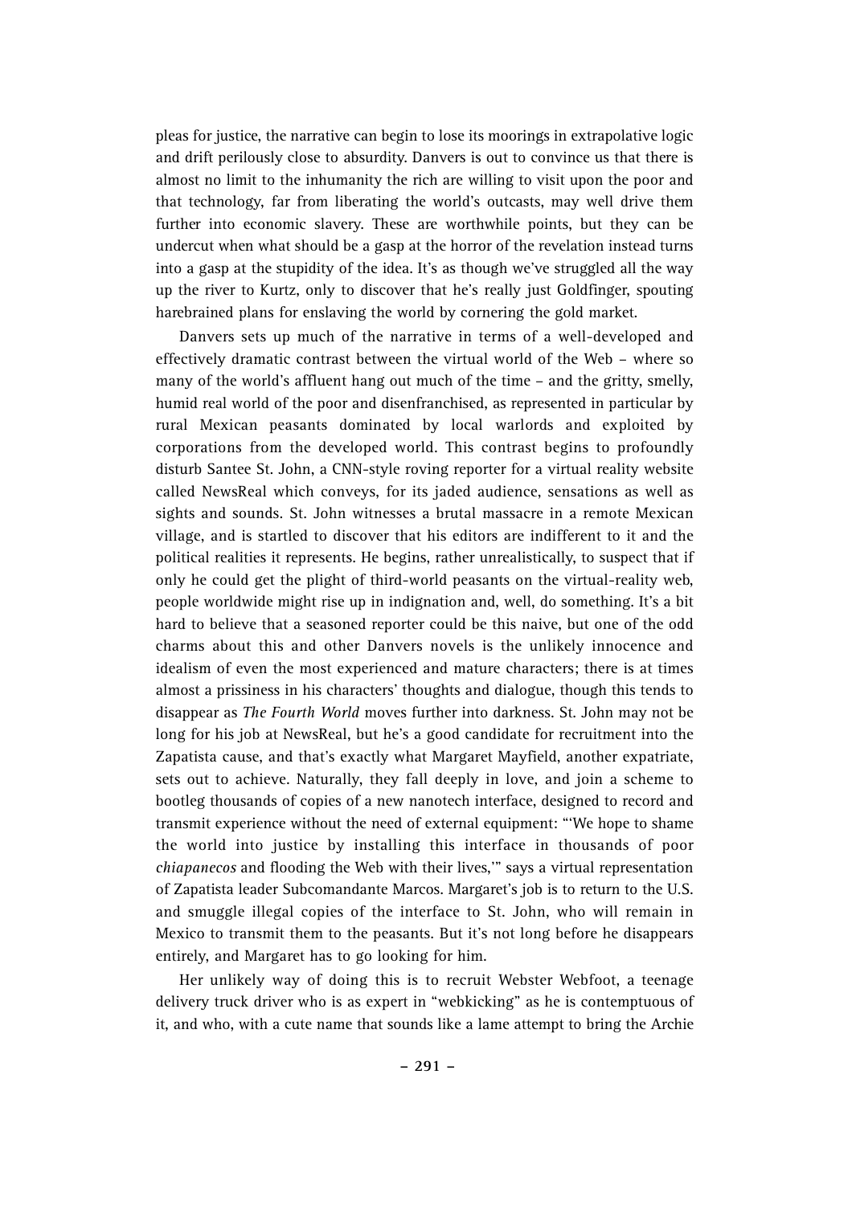pleas for justice, the narrative can begin to lose its moorings in extrapolative logic and drift perilously close to absurdity. Danvers is out to convince us that there is almost no limit to the inhumanity the rich are willing to visit upon the poor and that technology, far from liberating the world's outcasts, may well drive them further into economic slavery. These are worthwhile points, but they can be undercut when what should be a gasp at the horror of the revelation instead turns into a gasp at the stupidity of the idea. It's as though we've struggled all the way up the river to Kurtz, only to discover that he's really just Goldfinger, spouting harebrained plans for enslaving the world by cornering the gold market.

Danvers sets up much of the narrative in terms of a well-developed and effectively dramatic contrast between the virtual world of the Web – where so many of the world's affluent hang out much of the time – and the gritty, smelly, humid real world of the poor and disenfranchised, as represented in particular by rural Mexican peasants dominated by local warlords and exploited by corporations from the developed world. This contrast begins to profoundly disturb Santee St. John, a CNN-style roving reporter for a virtual reality website called NewsReal which conveys, for its jaded audience, sensations as well as sights and sounds. St. John witnesses a brutal massacre in a remote Mexican village, and is startled to discover that his editors are indifferent to it and the political realities it represents. He begins, rather unrealistically, to suspect that if only he could get the plight of third-world peasants on the virtual-reality web, people worldwide might rise up in indignation and, well, do something. It's a bit hard to believe that a seasoned reporter could be this naive, but one of the odd charms about this and other Danvers novels is the unlikely innocence and idealism of even the most experienced and mature characters; there is at times almost a prissiness in his characters' thoughts and dialogue, though this tends to disappear as *The Fourth World* moves further into darkness. St. John may not be long for his job at NewsReal, but he's a good candidate for recruitment into the Zapatista cause, and that's exactly what Margaret Mayfield, another expatriate, sets out to achieve. Naturally, they fall deeply in love, and join a scheme to bootleg thousands of copies of a new nanotech interface, designed to record and transmit experience without the need of external equipment: "'We hope to shame the world into justice by installing this interface in thousands of poor *chiapanecos* and flooding the Web with their lives,'" says a virtual representation of Zapatista leader Subcomandante Marcos. Margaret's job is to return to the U.S. and smuggle illegal copies of the interface to St. John, who will remain in Mexico to transmit them to the peasants. But it's not long before he disappears entirely, and Margaret has to go looking for him.

Her unlikely way of doing this is to recruit Webster Webfoot, a teenage delivery truck driver who is as expert in "webkicking" as he is contemptuous of it, and who, with a cute name that sounds like a lame attempt to bring the Archie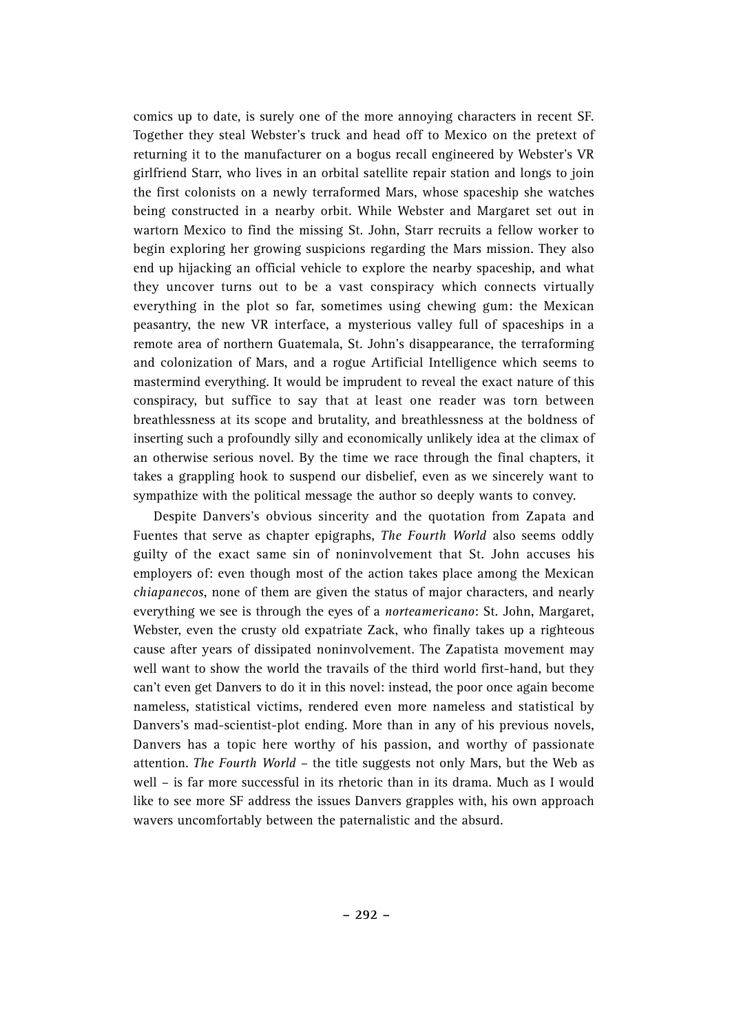comics up to date, is surely one of the more annoying characters in recent SF. Together they steal Webster's truck and head off to Mexico on the pretext of returning it to the manufacturer on a bogus recall engineered by Webster's VR girlfriend Starr, who lives in an orbital satellite repair station and longs to join the first colonists on a newly terraformed Mars, whose spaceship she watches being constructed in a nearby orbit. While Webster and Margaret set out in wartorn Mexico to find the missing St. John, Starr recruits a fellow worker to begin exploring her growing suspicions regarding the Mars mission. They also end up hijacking an official vehicle to explore the nearby spaceship, and what they uncover turns out to be a vast conspiracy which connects virtually everything in the plot so far, sometimes using chewing gum: the Mexican peasantry, the new VR interface, a mysterious valley full of spaceships in a remote area of northern Guatemala, St. John's disappearance, the terraforming and colonization of Mars, and a rogue Artificial Intelligence which seems to mastermind everything. It would be imprudent to reveal the exact nature of this conspiracy, but suffice to say that at least one reader was torn between breathlessness at its scope and brutality, and breathlessness at the boldness of inserting such a profoundly silly and economically unlikely idea at the climax of an otherwise serious novel. By the time we race through the final chapters, it takes a grappling hook to suspend our disbelief, even as we sincerely want to sympathize with the political message the author so deeply wants to convey.

Despite Danvers's obvious sincerity and the quotation from Zapata and Fuentes that serve as chapter epigraphs, *The Fourth World* also seems oddly guilty of the exact same sin of noninvolvement that St. John accuses his employers of: even though most of the action takes place among the Mexican *chiapanecos*, none of them are given the status of major characters, and nearly everything we see is through the eyes of a *norteamericano*: St. John, Margaret, Webster, even the crusty old expatriate Zack, who finally takes up a righteous cause after years of dissipated noninvolvement. The Zapatista movement may well want to show the world the travails of the third world first-hand, but they can't even get Danvers to do it in this novel: instead, the poor once again become nameless, statistical victims, rendered even more nameless and statistical by Danvers's mad-scientist-plot ending. More than in any of his previous novels, Danvers has a topic here worthy of his passion, and worthy of passionate attention. *The Fourth World* – the title suggests not only Mars, but the Web as well – is far more successful in its rhetoric than in its drama. Much as I would like to see more SF address the issues Danvers grapples with, his own approach wavers uncomfortably between the paternalistic and the absurd.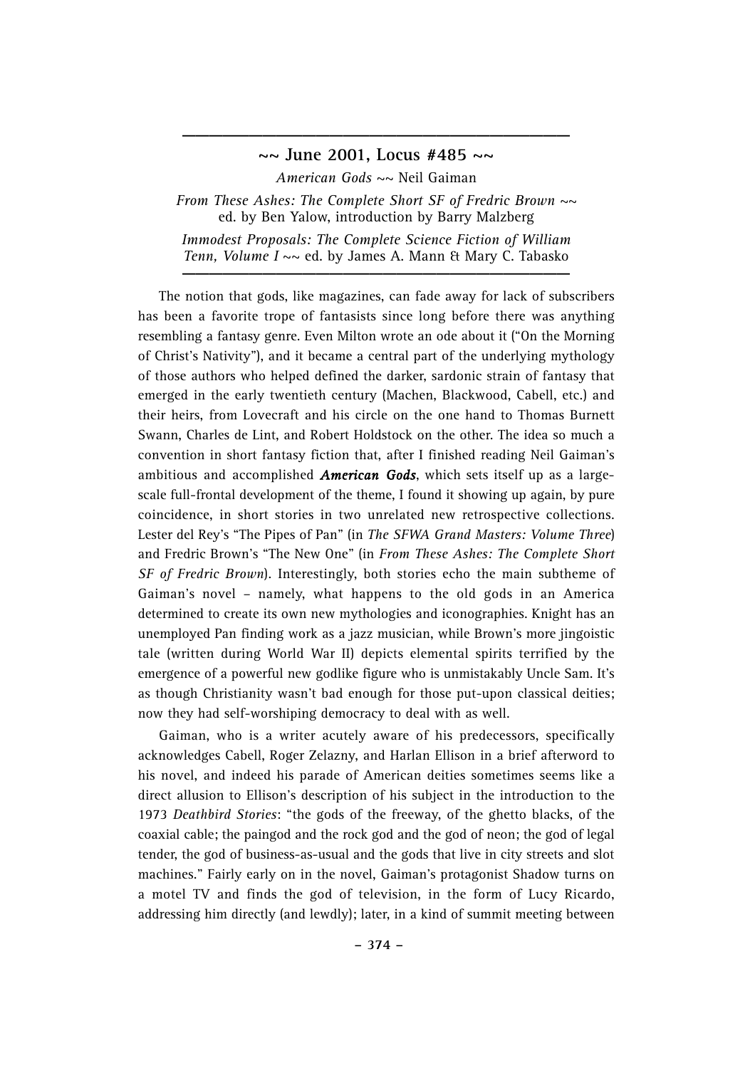## ~~ June 2001, Locus #485 ~~

*American Gods* ~~ Neil Gaiman

*From These Ashes: The Complete Short SF of Fredric Brown* ~~ ed. by Ben Yalow, introduction by Barry Malzberg

*Immodest Proposals: The Complete Science Fiction of William Tenn, Volume I* ~~ ed. by James A. Mann & Mary C. Tabasko

The notion that gods, like magazines, can fade away for lack of subscribers has been a favorite trope of fantasists since long before there was anything resembling a fantasy genre. Even Milton wrote an ode about it ("On the Morning of Christ's Nativity"), and it became a central part of the underlying mythology of those authors who helped defined the darker, sardonic strain of fantasy that emerged in the early twentieth century (Machen, Blackwood, Cabell, etc.) and their heirs, from Lovecraft and his circle on the one hand to Thomas Burnett Swann, Charles de Lint, and Robert Holdstock on the other. The idea so much a convention in short fantasy fiction that, after I finished reading Neil Gaiman's ambitious and accomplished ***American Gods***, which sets itself up as a large-scale full-frontal development of the theme, I found it showing up again, by pure coincidence, in short stories in two unrelated new retrospective collections. Lester del Rey's "The Pipes of Pan" (in *The SFWA Grand Masters: Volume Three*) and Fredric Brown's "The New One" (in *From These Ashes: The Complete Short SF of Fredric Brown*). Interestingly, both stories echo the main subtheme of Gaiman's novel – namely, what happens to the old gods in an America determined to create its own new mythologies and iconographies. Knight has an unemployed Pan finding work as a jazz musician, while Brown's more jingoistic tale (written during World War II) depicts elemental spirits terrified by the emergence of a powerful new godlike figure who is unmistakably Uncle Sam. It's as though Christianity wasn't bad enough for those put-upon classical deities; now they had self-worshiping democracy to deal with as well.

Gaiman, who is a writer acutely aware of his predecessors, specifically acknowledges Cabell, Roger Zelazny, and Harlan Ellison in a brief afterword to his novel, and indeed his parade of American deities sometimes seems like a direct allusion to Ellison's description of his subject in the introduction to the 1973 *Deathbird Stories*: "the gods of the freeway, of the ghetto blacks, of the coaxial cable; the paingod and the rock god and the god of neon; the god of legal tender, the god of business-as-usual and the gods that live in city streets and slot machines." Fairly early on in the novel, Gaiman's protagonist Shadow turns on a motel TV and finds the god of television, in the form of Lucy Ricardo, addressing him directly (and lewdly); later, in a kind of summit meeting between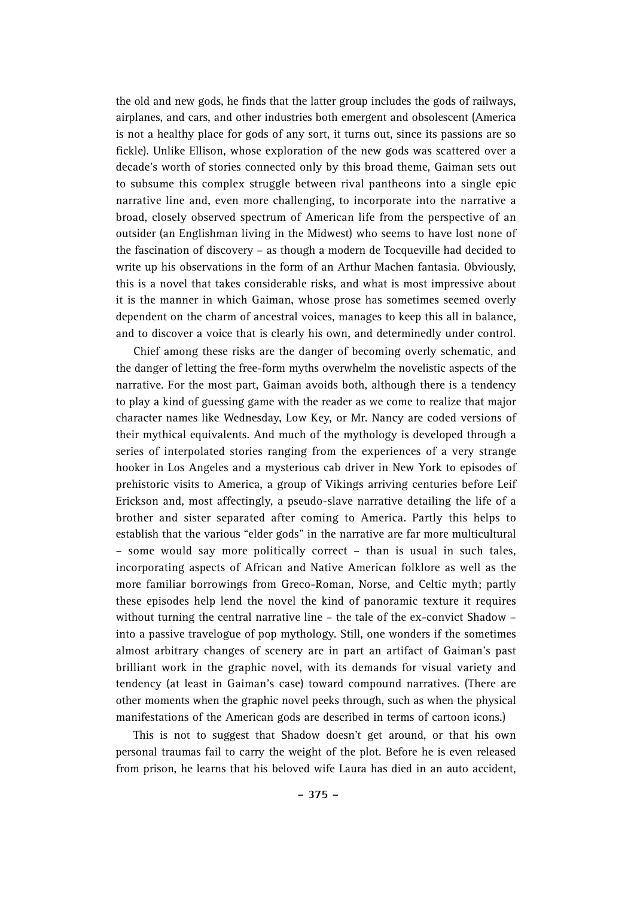the old and new gods, he finds that the latter group includes the gods of railways, airplanes, and cars, and other industries both emergent and obsolescent (America is not a healthy place for gods of any sort, it turns out, since its passions are so fickle). Unlike Ellison, whose exploration of the new gods was scattered over a decade's worth of stories connected only by this broad theme, Gaiman sets out to subsume this complex struggle between rival pantheons into a single epic narrative line and, even more challenging, to incorporate into the narrative a broad, closely observed spectrum of American life from the perspective of an outsider (an Englishman living in the Midwest) who seems to have lost none of the fascination of discovery – as though a modern de Tocqueville had decided to write up his observations in the form of an Arthur Machen fantasia. Obviously, this is a novel that takes considerable risks, and what is most impressive about it is the manner in which Gaiman, whose prose has sometimes seemed overly dependent on the charm of ancestral voices, manages to keep this all in balance, and to discover a voice that is clearly his own, and determinedly under control.

Chief among these risks are the danger of becoming overly schematic, and the danger of letting the free-form myths overwhelm the novelistic aspects of the narrative. For the most part, Gaiman avoids both, although there is a tendency to play a kind of guessing game with the reader as we come to realize that major character names like Wednesday, Low Key, or Mr. Nancy are coded versions of their mythical equivalents. And much of the mythology is developed through a series of interpolated stories ranging from the experiences of a very strange hooker in Los Angeles and a mysterious cab driver in New York to episodes of prehistoric visits to America, a group of Vikings arriving centuries before Leif Erickson and, most affectingly, a pseudo-slave narrative detailing the life of a brother and sister separated after coming to America. Partly this helps to establish that the various "elder gods" in the narrative are far more multicultural – some would say more politically correct – than is usual in such tales, incorporating aspects of African and Native American folklore as well as the more familiar borrowings from Greco-Roman, Norse, and Celtic myth; partly these episodes help lend the novel the kind of panoramic texture it requires without turning the central narrative line – the tale of the ex-convict Shadow – into a passive travelogue of pop mythology. Still, one wonders if the sometimes almost arbitrary changes of scenery are in part an artifact of Gaiman's past brilliant work in the graphic novel, with its demands for visual variety and tendency (at least in Gaiman's case) toward compound narratives. (There are other moments when the graphic novel peeks through, such as when the physical manifestations of the American gods are described in terms of cartoon icons.)

This is not to suggest that Shadow doesn't get around, or that his own personal traumas fail to carry the weight of the plot. Before he is even released from prison, he learns that his beloved wife Laura has died in an auto accident,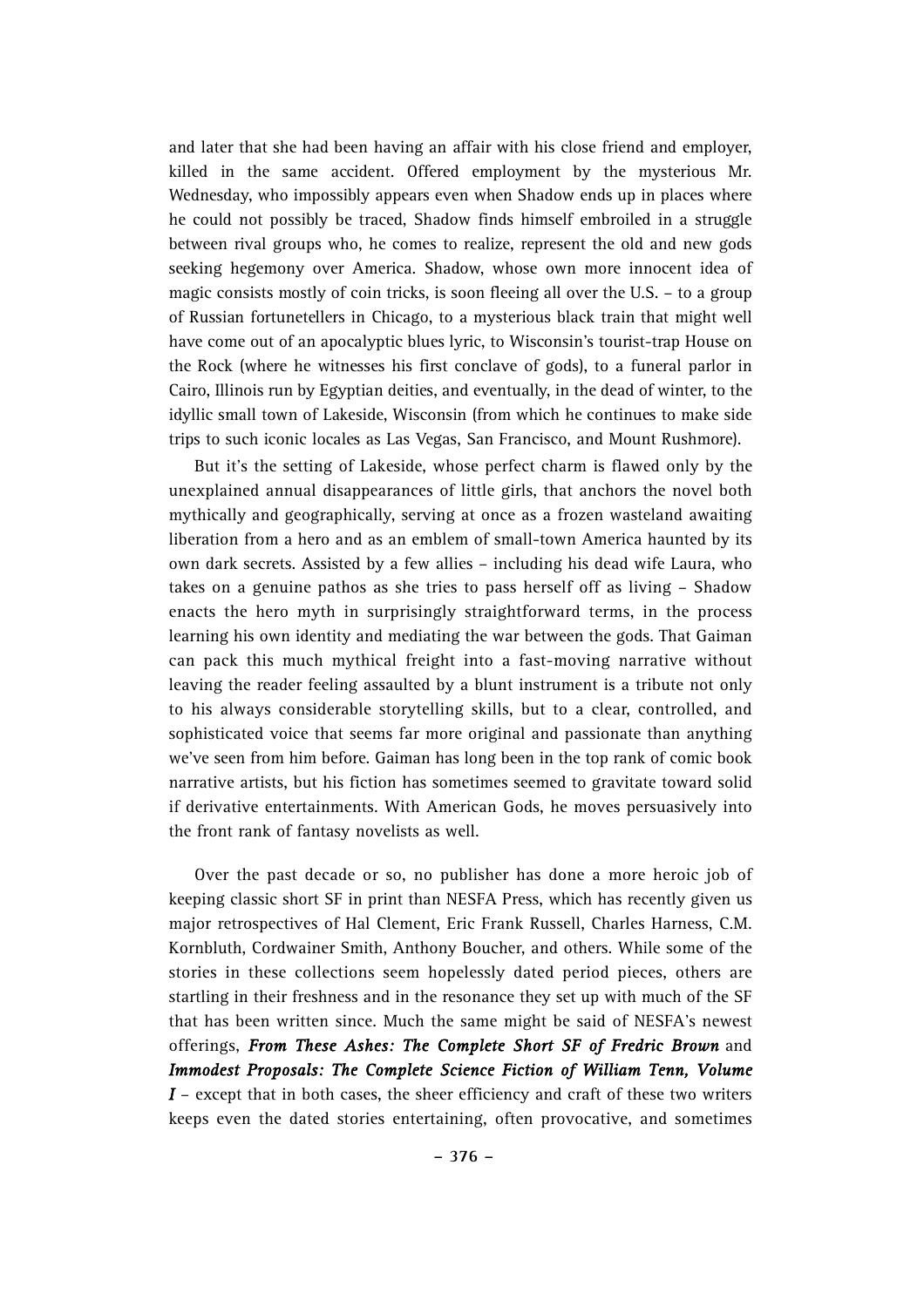and later that she had been having an affair with his close friend and employer, killed in the same accident. Offered employment by the mysterious Mr. Wednesday, who impossibly appears even when Shadow ends up in places where he could not possibly be traced, Shadow finds himself embroiled in a struggle between rival groups who, he comes to realize, represent the old and new gods seeking hegemony over America. Shadow, whose own more innocent idea of magic consists mostly of coin tricks, is soon fleeing all over the U.S. – to a group of Russian fortunetellers in Chicago, to a mysterious black train that might well have come out of an apocalyptic blues lyric, to Wisconsin's tourist-trap House on the Rock (where he witnesses his first conclave of gods), to a funeral parlor in Cairo, Illinois run by Egyptian deities, and eventually, in the dead of winter, to the idyllic small town of Lakeside, Wisconsin (from which he continues to make side trips to such iconic locales as Las Vegas, San Francisco, and Mount Rushmore).

But it's the setting of Lakeside, whose perfect charm is flawed only by the unexplained annual disappearances of little girls, that anchors the novel both mythically and geographically, serving at once as a frozen wasteland awaiting liberation from a hero and as an emblem of small-town America haunted by its own dark secrets. Assisted by a few allies – including his dead wife Laura, who takes on a genuine pathos as she tries to pass herself off as living – Shadow enacts the hero myth in surprisingly straightforward terms, in the process learning his own identity and mediating the war between the gods. That Gaiman can pack this much mythical freight into a fast-moving narrative without leaving the reader feeling assaulted by a blunt instrument is a tribute not only to his always considerable storytelling skills, but to a clear, controlled, and sophisticated voice that seems far more original and passionate than anything we've seen from him before. Gaiman has long been in the top rank of comic book narrative artists, but his fiction has sometimes seemed to gravitate toward solid if derivative entertainments. With American Gods, he moves persuasively into the front rank of fantasy novelists as well.

Over the past decade or so, no publisher has done a more heroic job of keeping classic short SF in print than NESFA Press, which has recently given us major retrospectives of Hal Clement, Eric Frank Russell, Charles Harness, C.M. Kornbluth, Cordwainer Smith, Anthony Boucher, and others. While some of the stories in these collections seem hopelessly dated period pieces, others are startling in their freshness and in the resonance they set up with much of the SF that has been written since. Much the same might be said of NESFA's newest offerings, ***From These Ashes: The Complete Short SF of Fredric Brown*** and ***Immodest Proposals: The Complete Science Fiction of William Tenn, Volume I*** – except that in both cases, the sheer efficiency and craft of these two writers keeps even the dated stories entertaining, often provocative, and sometimes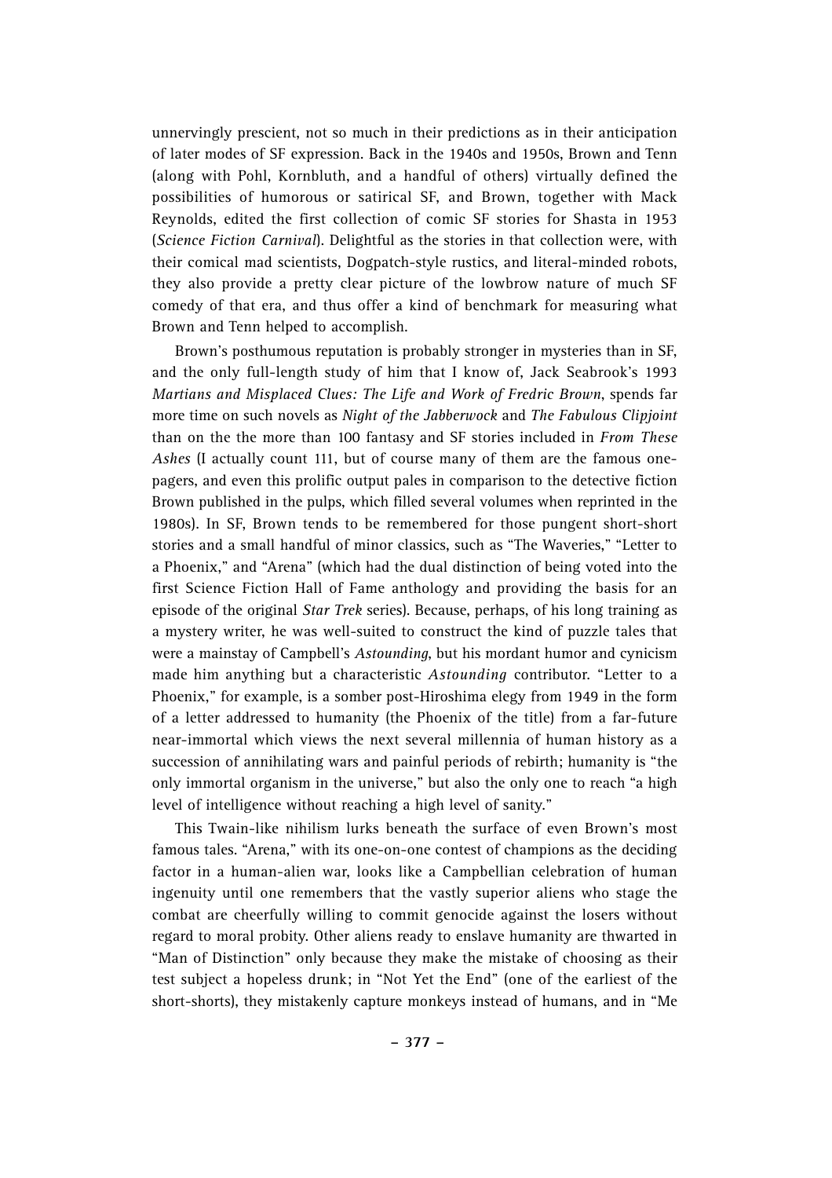unnervingly prescient, not so much in their predictions as in their anticipation of later modes of SF expression. Back in the 1940s and 1950s, Brown and Tenn (along with Pohl, Kornbluth, and a handful of others) virtually defined the possibilities of humorous or satirical SF, and Brown, together with Mack Reynolds, edited the first collection of comic SF stories for Shasta in 1953 (*Science Fiction Carnival*). Delightful as the stories in that collection were, with their comical mad scientists, Dogpatch-style rustics, and literal-minded robots, they also provide a pretty clear picture of the lowbrow nature of much SF comedy of that era, and thus offer a kind of benchmark for measuring what Brown and Tenn helped to accomplish.

Brown's posthumous reputation is probably stronger in mysteries than in SF, and the only full-length study of him that I know of, Jack Seabrook's 1993 *Martians and Misplaced Clues: The Life and Work of Fredric Brown*, spends far more time on such novels as *Night of the Jabberwock* and *The Fabulous Clipjoint* than on the the more than 100 fantasy and SF stories included in *From These Ashes* (I actually count 111, but of course many of them are the famous one-pagers, and even this prolific output pales in comparison to the detective fiction Brown published in the pulps, which filled several volumes when reprinted in the 1980s). In SF, Brown tends to be remembered for those pungent short-short stories and a small handful of minor classics, such as "The Waveries," "Letter to a Phoenix," and "Arena" (which had the dual distinction of being voted into the first Science Fiction Hall of Fame anthology and providing the basis for an episode of the original *Star Trek* series). Because, perhaps, of his long training as a mystery writer, he was well-suited to construct the kind of puzzle tales that were a mainstay of Campbell's *Astounding*, but his mordant humor and cynicism made him anything but a characteristic *Astounding* contributor. "Letter to a Phoenix," for example, is a somber post-Hiroshima elegy from 1949 in the form of a letter addressed to humanity (the Phoenix of the title) from a far-future near-immortal which views the next several millennia of human history as a succession of annihilating wars and painful periods of rebirth; humanity is "the only immortal organism in the universe," but also the only one to reach "a high level of intelligence without reaching a high level of sanity."

This Twain-like nihilism lurks beneath the surface of even Brown's most famous tales. "Arena," with its one-on-one contest of champions as the deciding factor in a human-alien war, looks like a Campbellian celebration of human ingenuity until one remembers that the vastly superior aliens who stage the combat are cheerfully willing to commit genocide against the losers without regard to moral probity. Other aliens ready to enslave humanity are thwarted in "Man of Distinction" only because they make the mistake of choosing as their test subject a hopeless drunk; in "Not Yet the End" (one of the earliest of the short-shorts), they mistakenly capture monkeys instead of humans, and in "Me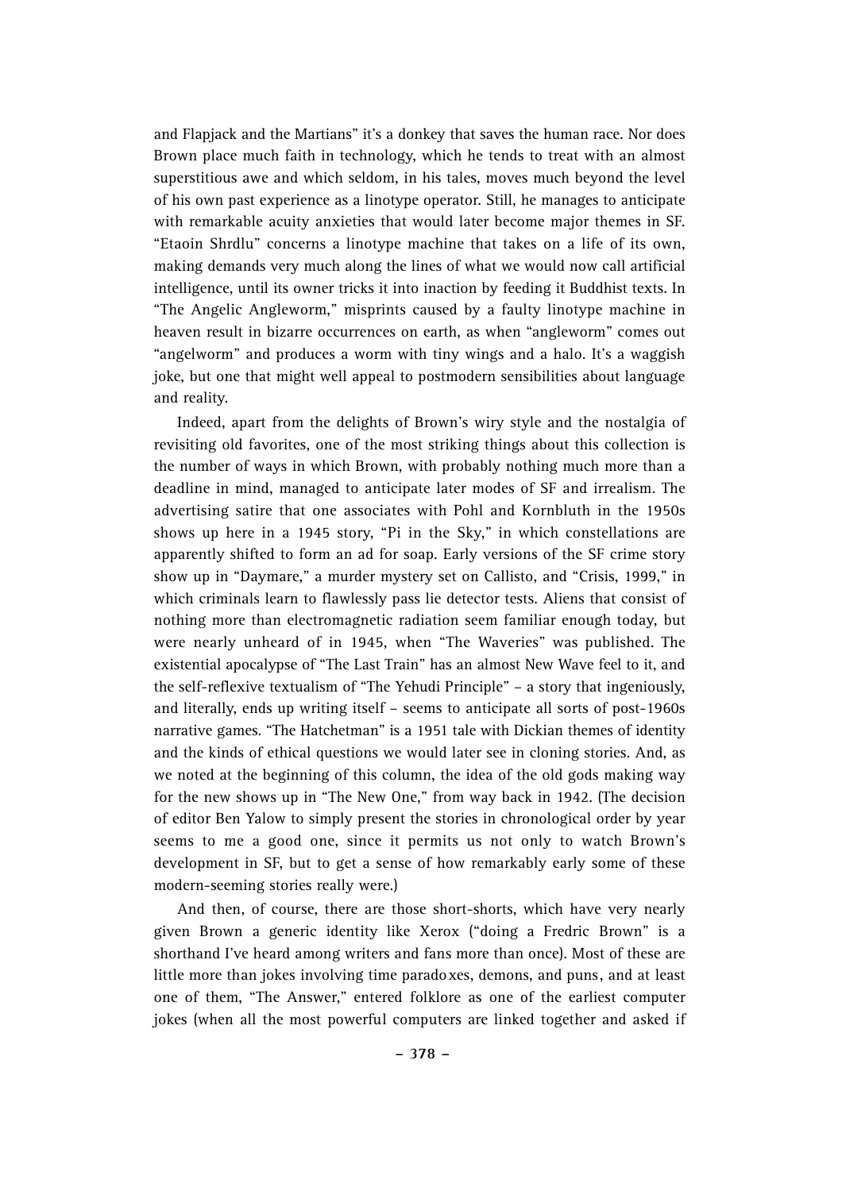and Flapjack and the Martians" it's a donkey that saves the human race. Nor does Brown place much faith in technology, which he tends to treat with an almost superstitious awe and which seldom, in his tales, moves much beyond the level of his own past experience as a linotype operator. Still, he manages to anticipate with remarkable acuity anxieties that would later become major themes in SF. "Etaoin Shrdlu" concerns a linotype machine that takes on a life of its own, making demands very much along the lines of what we would now call artificial intelligence, until its owner tricks it into inaction by feeding it Buddhist texts. In "The Angelic Angleworm," misprints caused by a faulty linotype machine in heaven result in bizarre occurrences on earth, as when "angleworm" comes out "angelworm" and produces a worm with tiny wings and a halo. It's a waggish joke, but one that might well appeal to postmodern sensibilities about language and reality.

Indeed, apart from the delights of Brown's wiry style and the nostalgia of revisiting old favorites, one of the most striking things about this collection is the number of ways in which Brown, with probably nothing much more than a deadline in mind, managed to anticipate later modes of SF and irrealism. The advertising satire that one associates with Pohl and Kornbluth in the 1950s shows up here in a 1945 story, "Pi in the Sky," in which constellations are apparently shifted to form an ad for soap. Early versions of the SF crime story show up in "Daymare," a murder mystery set on Callisto, and "Crisis, 1999," in which criminals learn to flawlessly pass lie detector tests. Aliens that consist of nothing more than electromagnetic radiation seem familiar enough today, but were nearly unheard of in 1945, when "The Waveries" was published. The existential apocalypse of "The Last Train" has an almost New Wave feel to it, and the self-reflexive textualism of "The Yehudi Principle" – a story that ingeniously, and literally, ends up writing itself – seems to anticipate all sorts of post-1960s narrative games. "The Hatchetman" is a 1951 tale with Dickian themes of identity and the kinds of ethical questions we would later see in cloning stories. And, as we noted at the beginning of this column, the idea of the old gods making way for the new shows up in "The New One," from way back in 1942. (The decision of editor Ben Yalow to simply present the stories in chronological order by year seems to me a good one, since it permits us not only to watch Brown's development in SF, but to get a sense of how remarkably early some of these modern-seeming stories really were.)

And then, of course, there are those short-shorts, which have very nearly given Brown a generic identity like Xerox ("doing a Fredric Brown" is a shorthand I've heard among writers and fans more than once). Most of these are little more than jokes involving time paradoxes, demons, and puns, and at least one of them, "The Answer," entered folklore as one of the earliest computer jokes (when all the most powerful computers are linked together and asked if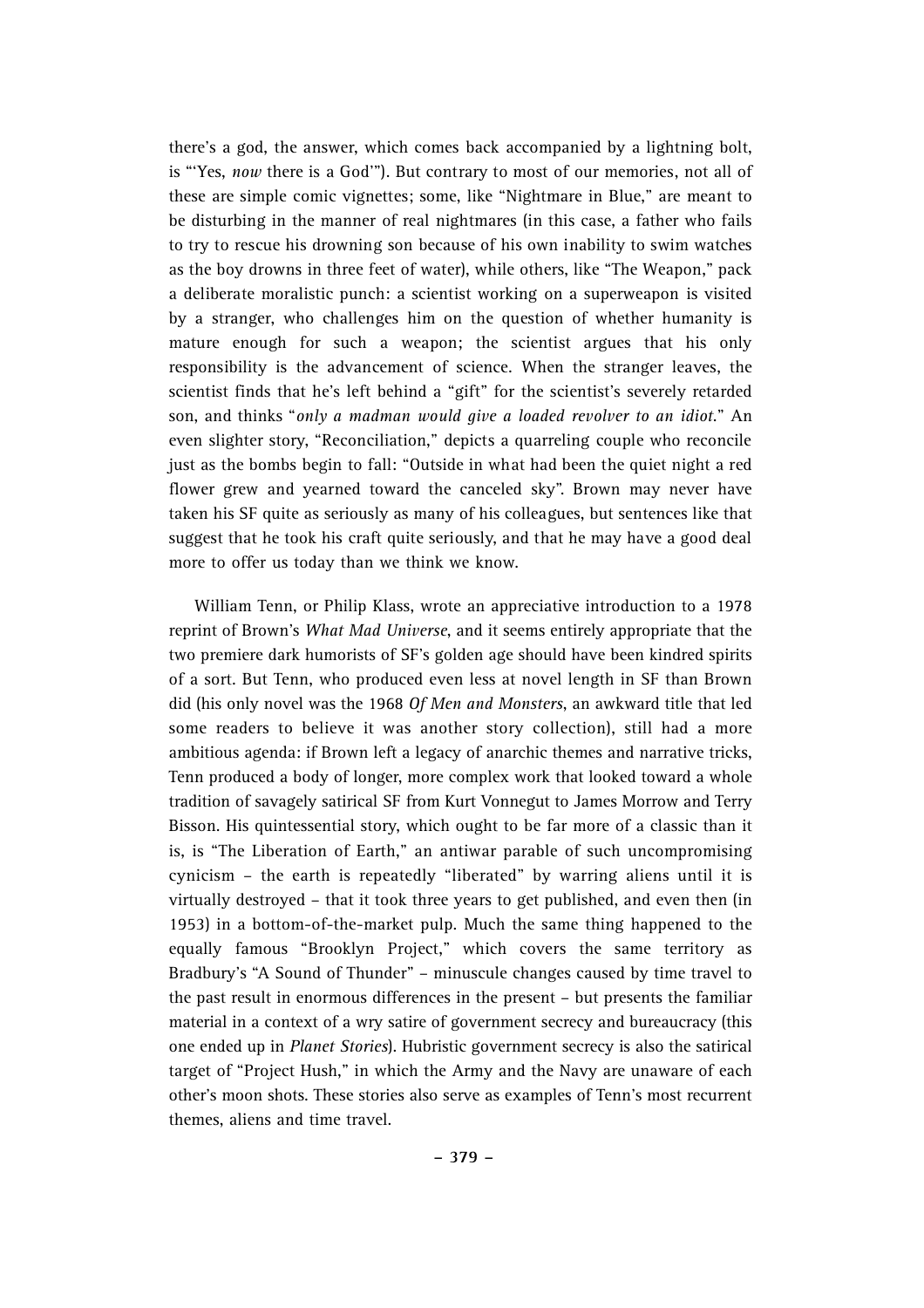there's a god, the answer, which comes back accompanied by a lightning bolt, is "'Yes, *now* there is a God'"). But contrary to most of our memories, not all of these are simple comic vignettes; some, like "Nightmare in Blue," are meant to be disturbing in the manner of real nightmares (in this case, a father who fails to try to rescue his drowning son because of his own inability to swim watches as the boy drowns in three feet of water), while others, like "The Weapon," pack a deliberate moralistic punch: a scientist working on a superweapon is visited by a stranger, who challenges him on the question of whether humanity is mature enough for such a weapon; the scientist argues that his only responsibility is the advancement of science. When the stranger leaves, the scientist finds that he's left behind a "gift" for the scientist's severely retarded son, and thinks "*only a madman would give a loaded revolver to an idiot*." An even slighter story, "Reconciliation," depicts a quarreling couple who reconcile just as the bombs begin to fall: "Outside in what had been the quiet night a red flower grew and yearned toward the canceled sky". Brown may never have taken his SF quite as seriously as many of his colleagues, but sentences like that suggest that he took his craft quite seriously, and that he may have a good deal more to offer us today than we think we know.

William Tenn, or Philip Klass, wrote an appreciative introduction to a 1978 reprint of Brown's *What Mad Universe*, and it seems entirely appropriate that the two premiere dark humorists of SF's golden age should have been kindred spirits of a sort. But Tenn, who produced even less at novel length in SF than Brown did (his only novel was the 1968 *Of Men and Monsters*, an awkward title that led some readers to believe it was another story collection), still had a more ambitious agenda: if Brown left a legacy of anarchic themes and narrative tricks, Tenn produced a body of longer, more complex work that looked toward a whole tradition of savagely satirical SF from Kurt Vonnegut to James Morrow and Terry Bisson. His quintessential story, which ought to be far more of a classic than it is, is "The Liberation of Earth," an antiwar parable of such uncompromising cynicism – the earth is repeatedly "liberated" by warring aliens until it is virtually destroyed – that it took three years to get published, and even then (in 1953) in a bottom-of-the-market pulp. Much the same thing happened to the equally famous "Brooklyn Project," which covers the same territory as Bradbury's "A Sound of Thunder" – minuscule changes caused by time travel to the past result in enormous differences in the present – but presents the familiar material in a context of a wry satire of government secrecy and bureaucracy (this one ended up in *Planet Stories*). Hubristic government secrecy is also the satirical target of "Project Hush," in which the Army and the Navy are unaware of each other's moon shots. These stories also serve as examples of Tenn's most recurrent themes, aliens and time travel.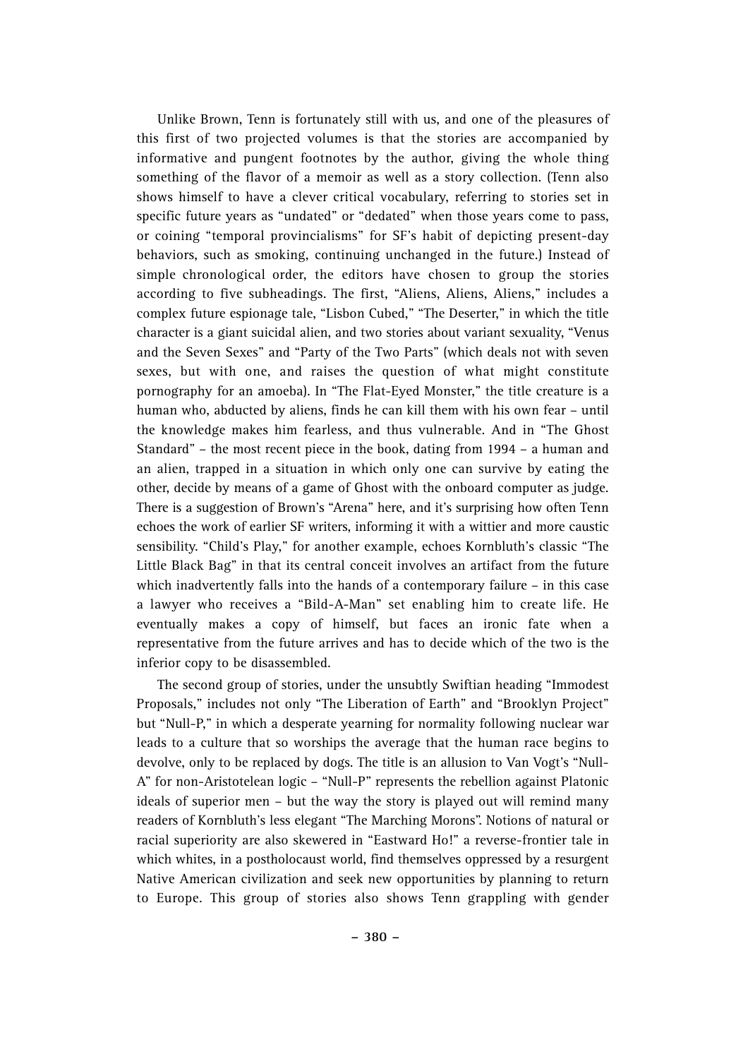Unlike Brown, Tenn is fortunately still with us, and one of the pleasures of this first of two projected volumes is that the stories are accompanied by informative and pungent footnotes by the author, giving the whole thing something of the flavor of a memoir as well as a story collection. (Tenn also shows himself to have a clever critical vocabulary, referring to stories set in specific future years as "undated" or "dedated" when those years come to pass, or coining "temporal provincialisms" for SF's habit of depicting present-day behaviors, such as smoking, continuing unchanged in the future.) Instead of simple chronological order, the editors have chosen to group the stories according to five subheadings. The first, "Aliens, Aliens, Aliens," includes a complex future espionage tale, "Lisbon Cubed," "The Deserter," in which the title character is a giant suicidal alien, and two stories about variant sexuality, "Venus and the Seven Sexes" and "Party of the Two Parts" (which deals not with seven sexes, but with one, and raises the question of what might constitute pornography for an amoeba). In "The Flat-Eyed Monster," the title creature is a human who, abducted by aliens, finds he can kill them with his own fear – until the knowledge makes him fearless, and thus vulnerable. And in "The Ghost Standard" – the most recent piece in the book, dating from 1994 – a human and an alien, trapped in a situation in which only one can survive by eating the other, decide by means of a game of Ghost with the onboard computer as judge. There is a suggestion of Brown's "Arena" here, and it's surprising how often Tenn echoes the work of earlier SF writers, informing it with a wittier and more caustic sensibility. "Child's Play," for another example, echoes Kornbluth's classic "The Little Black Bag" in that its central conceit involves an artifact from the future which inadvertently falls into the hands of a contemporary failure – in this case a lawyer who receives a "Bild-A-Man" set enabling him to create life. He eventually makes a copy of himself, but faces an ironic fate when a representative from the future arrives and has to decide which of the two is the inferior copy to be disassembled.

The second group of stories, under the unsubtly Swiftian heading "Immodest Proposals," includes not only "The Liberation of Earth" and "Brooklyn Project" but "Null-P," in which a desperate yearning for normality following nuclear war leads to a culture that so worships the average that the human race begins to devolve, only to be replaced by dogs. The title is an allusion to Van Vogt's "Null-A" for non-Aristotelean logic – "Null-P" represents the rebellion against Platonic ideals of superior men – but the way the story is played out will remind many readers of Kornbluth's less elegant "The Marching Morons". Notions of natural or racial superiority are also skewered in "Eastward Ho!" a reverse-frontier tale in which whites, in a postholocaust world, find themselves oppressed by a resurgent Native American civilization and seek new opportunities by planning to return to Europe. This group of stories also shows Tenn grappling with gender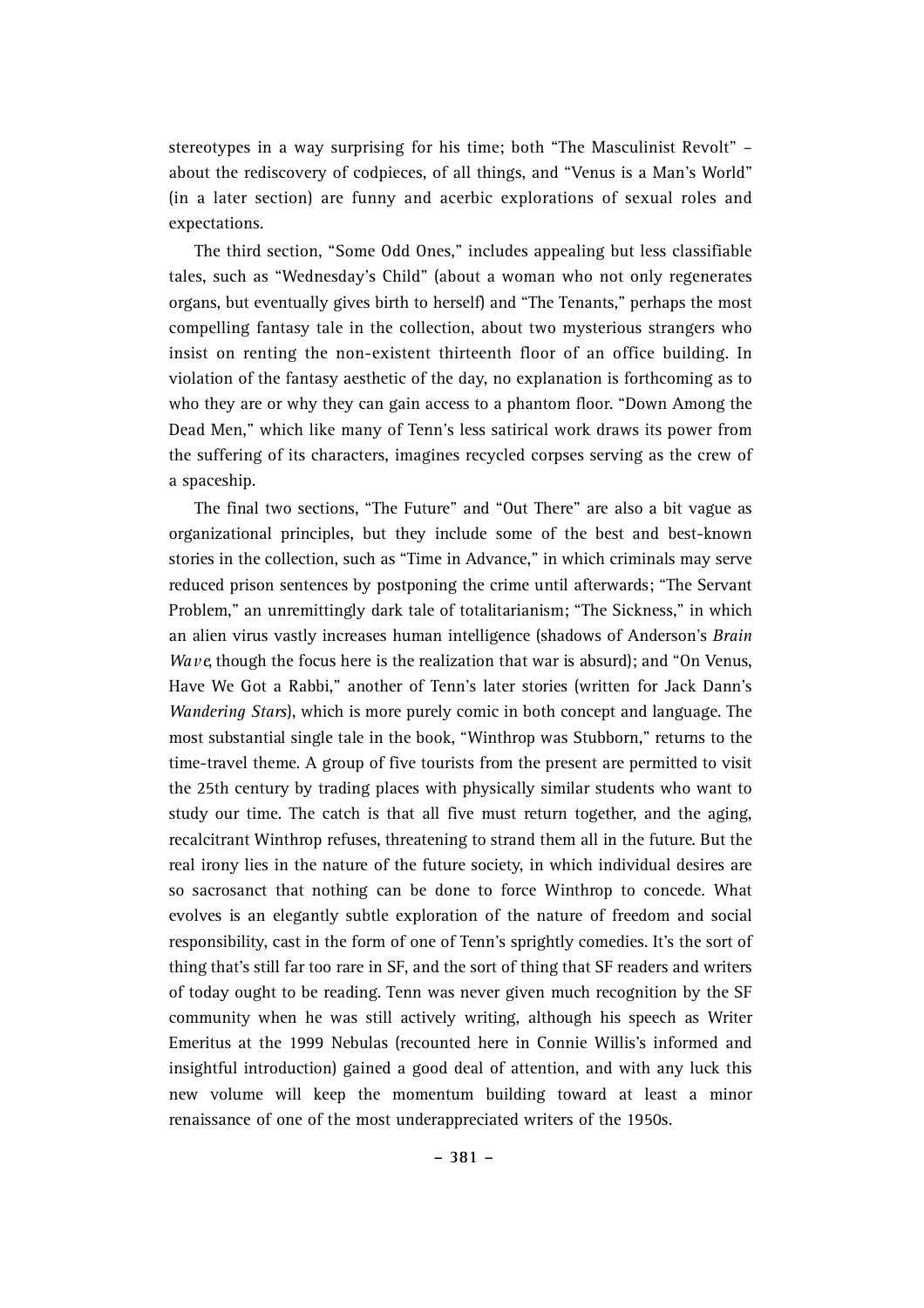stereotypes in a way surprising for his time; both "The Masculinist Revolt" – about the rediscovery of codpieces, of all things, and "Venus is a Man's World" (in a later section) are funny and acerbic explorations of sexual roles and expectations.

The third section, "Some Odd Ones," includes appealing but less classifiable tales, such as "Wednesday's Child" (about a woman who not only regenerates organs, but eventually gives birth to herself) and "The Tenants," perhaps the most compelling fantasy tale in the collection, about two mysterious strangers who insist on renting the non-existent thirteenth floor of an office building. In violation of the fantasy aesthetic of the day, no explanation is forthcoming as to who they are or why they can gain access to a phantom floor. "Down Among the Dead Men," which like many of Tenn's less satirical work draws its power from the suffering of its characters, imagines recycled corpses serving as the crew of a spaceship.

The final two sections, "The Future" and "Out There" are also a bit vague as organizational principles, but they include some of the best and best-known stories in the collection, such as "Time in Advance," in which criminals may serve reduced prison sentences by postponing the crime until afterwards; "The Servant Problem," an unremittingly dark tale of totalitarianism; "The Sickness," in which an alien virus vastly increases human intelligence (shadows of Anderson's *Brain Wave*, though the focus here is the realization that war is absurd); and "On Venus, Have We Got a Rabbi," another of Tenn's later stories (written for Jack Dann's *Wandering Stars*), which is more purely comic in both concept and language. The most substantial single tale in the book, "Winthrop was Stubborn," returns to the time-travel theme. A group of five tourists from the present are permitted to visit the 25th century by trading places with physically similar students who want to study our time. The catch is that all five must return together, and the aging, recalcitrant Winthrop refuses, threatening to strand them all in the future. But the real irony lies in the nature of the future society, in which individual desires are so sacrosanct that nothing can be done to force Winthrop to concede. What evolves is an elegantly subtle exploration of the nature of freedom and social responsibility, cast in the form of one of Tenn's sprightly comedies. It's the sort of thing that's still far too rare in SF, and the sort of thing that SF readers and writers of today ought to be reading. Tenn was never given much recognition by the SF community when he was still actively writing, although his speech as Writer Emeritus at the 1999 Nebulas (recounted here in Connie Willis's informed and insightful introduction) gained a good deal of attention, and with any luck this new volume will keep the momentum building toward at least a minor renaissance of one of the most underappreciated writers of the 1950s.